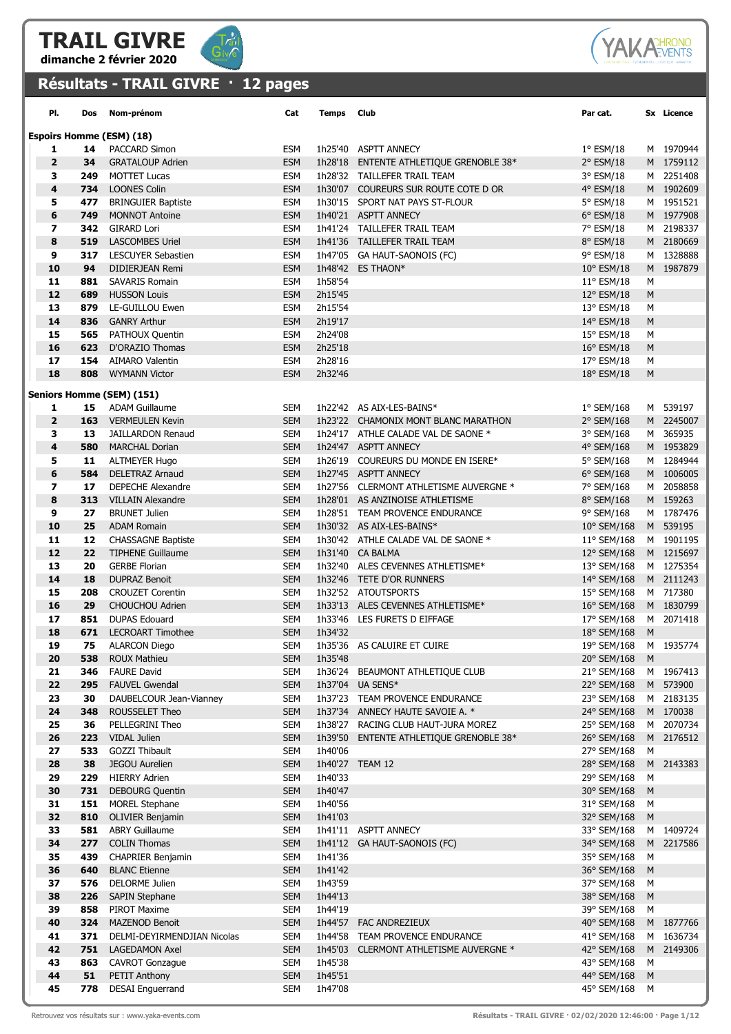# TRAIL GIVRE

**dimanche 2 février 2020**

## Résultats - TRAIL GIVRE · 12 pages

| Pl. | Dos | Nom-prénom | Cat | Temps | Club | Par cat. | Sx | Licence |
|---|---|---|---|---|---|---|---|---|
| **Espoirs Homme (ESM) (18)** | | | | | | | | |
| 1 | 14 | PACCARD Simon | ESM | 1h25'40 | ASPTT ANNECY | 1° ESM/18 | M | 1970944 |
| 2 | 34 | GRATALOUP Adrien | ESM | 1h28'18 | ENTENTE ATHLETIQUE GRENOBLE 38* | 2° ESM/18 | M | 1759112 |
| 3 | 249 | MOTTET Lucas | ESM | 1h28'32 | TAILLEFER TRAIL TEAM | 3° ESM/18 | M | 2251408 |
| 4 | 734 | LOONES Colin | ESM | 1h30'07 | COUREURS SUR ROUTE COTE D OR | 4° ESM/18 | M | 1902609 |
| 5 | 477 | BRINGUIER Baptiste | ESM | 1h30'15 | SPORT NAT PAYS ST-FLOUR | 5° ESM/18 | M | 1951521 |
| 6 | 749 | MONNOT Antoine | ESM | 1h40'21 | ASPTT ANNECY | 6° ESM/18 | M | 1977908 |
| 7 | 342 | GIRARD Lori | ESM | 1h41'24 | TAILLEFER TRAIL TEAM | 7° ESM/18 | M | 2198337 |
| 8 | 519 | LASCOMBES Uriel | ESM | 1h41'36 | TAILLEFER TRAIL TEAM | 8° ESM/18 | M | 2180669 |
| 9 | 317 | LESCUYER Sebastien | ESM | 1h47'05 | GA HAUT-SAONOIS (FC) | 9° ESM/18 | M | 1328888 |
| 10 | 94 | DIDIERJEAN Remi | ESM | 1h48'42 | ES THAON* | 10° ESM/18 | M | 1987879 |
| 11 | 881 | SAVARIS Romain | ESM | 1h58'54 | | 11° ESM/18 | M | |
| 12 | 689 | HUSSON Louis | ESM | 2h15'45 | | 12° ESM/18 | M | |
| 13 | 879 | LE-GUILLOU Ewen | ESM | 2h15'54 | | 13° ESM/18 | M | |
| 14 | 836 | GANRY Arthur | ESM | 2h19'17 | | 14° ESM/18 | M | |
| 15 | 565 | PATHOUX Quentin | ESM | 2h24'08 | | 15° ESM/18 | M | |
| 16 | 623 | D'ORAZIO Thomas | ESM | 2h25'18 | | 16° ESM/18 | M | |
| 17 | 154 | AIMARO Valentin | ESM | 2h28'16 | | 17° ESM/18 | M | |
| 18 | 808 | WYMANN Victor | ESM | 2h32'46 | | 18° ESM/18 | M | |
| **Seniors Homme (SEM) (151)** | | | | | | | | |
| 1 | 15 | ADAM Guillaume | SEM | 1h22'42 | AS AIX-LES-BAINS* | 1° SEM/168 | M | 539197 |
| 2 | 163 | VERMEULEN Kevin | SEM | 1h23'22 | CHAMONIX MONT BLANC MARATHON | 2° SEM/168 | M | 2245007 |
| 3 | 13 | JAILLARDON Renaud | SEM | 1h24'17 | ATHLE CALADE VAL DE SAONE * | 3° SEM/168 | M | 365935 |
| 4 | 580 | MARCHAL Dorian | SEM | 1h24'47 | ASPTT ANNECY | 4° SEM/168 | M | 1953829 |
| 5 | 11 | ALTMEYER Hugo | SEM | 1h26'19 | COUREURS DU MONDE EN ISERE* | 5° SEM/168 | M | 1284944 |
| 6 | 584 | DELETRAZ Arnaud | SEM | 1h27'45 | ASPTT ANNECY | 6° SEM/168 | M | 1006005 |
| 7 | 17 | DEPECHE Alexandre | SEM | 1h27'56 | CLERMONT ATHLETISME AUVERGNE * | 7° SEM/168 | M | 2058858 |
| 8 | 313 | VILLAIN Alexandre | SEM | 1h28'01 | AS ANZINOISE ATHLETISME | 8° SEM/168 | M | 159263 |
| 9 | 27 | BRUNET Julien | SEM | 1h28'51 | TEAM PROVENCE ENDURANCE | 9° SEM/168 | M | 1787476 |
| 10 | 25 | ADAM Romain | SEM | 1h30'32 | AS AIX-LES-BAINS* | 10° SEM/168 | M | 539195 |
| 11 | 12 | CHASSAGNE Baptiste | SEM | 1h30'42 | ATHLE CALADE VAL DE SAONE * | 11° SEM/168 | M | 1901195 |
| 12 | 22 | TIPHENE Guillaume | SEM | 1h31'40 | CA BALMA | 12° SEM/168 | M | 1215697 |
| 13 | 20 | GERBE Florian | SEM | 1h32'40 | ALES CEVENNES ATHLETISME* | 13° SEM/168 | M | 1275354 |
| 14 | 18 | DUPRAZ Benoit | SEM | 1h32'46 | TETE D'OR RUNNERS | 14° SEM/168 | M | 2111243 |
| 15 | 208 | CROUZET Corentin | SEM | 1h32'52 | ATOUTSPORTS | 15° SEM/168 | M | 717380 |
| 16 | 29 | CHOUCHOU Adrien | SEM | 1h33'13 | ALES CEVENNES ATHLETISME* | 16° SEM/168 | M | 1830799 |
| 17 | 851 | DUPAS Edouard | SEM | 1h33'46 | LES FURETS D EIFFAGE | 17° SEM/168 | M | 2071418 |
| 18 | 671 | LECROART Timothee | SEM | 1h34'32 | | 18° SEM/168 | M | |
| 19 | 75 | ALARCON Diego | SEM | 1h35'36 | AS CALUIRE ET CUIRE | 19° SEM/168 | M | 1935774 |
| 20 | 538 | ROUX Mathieu | SEM | 1h35'48 | | 20° SEM/168 | M | |
| 21 | 346 | FAURE David | SEM | 1h36'24 | BEAUMONT ATHLETIQUE CLUB | 21° SEM/168 | M | 1967413 |
| 22 | 295 | FAUVEL Gwendal | SEM | 1h37'04 | UA SENS* | 22° SEM/168 | M | 573900 |
| 23 | 30 | DAUBELCOUR Jean-Vianney | SEM | 1h37'23 | TEAM PROVENCE ENDURANCE | 23° SEM/168 | M | 2183135 |
| 24 | 348 | ROUSSELET Theo | SEM | 1h37'34 | ANNECY HAUTE SAVOIE A. * | 24° SEM/168 | M | 170038 |
| 25 | 36 | PELLEGRINI Theo | SEM | 1h38'27 | RACING CLUB HAUT-JURA MOREZ | 25° SEM/168 | M | 2070734 |
| 26 | 223 | VIDAL Julien | SEM | 1h39'50 | ENTENTE ATHLETIQUE GRENOBLE 38* | 26° SEM/168 | M | 2176512 |
| 27 | 533 | GOZZI Thibault | SEM | 1h40'06 | | 27° SEM/168 | M | |
| 28 | 38 | JEGOU Aurelien | SEM | 1h40'27 | TEAM 12 | 28° SEM/168 | M | 2143383 |
| 29 | 229 | HIERRY Adrien | SEM | 1h40'33 | | 29° SEM/168 | M | |
| 30 | 731 | DEBOURG Quentin | SEM | 1h40'47 | | 30° SEM/168 | M | |
| 31 | 151 | MOREL Stephane | SEM | 1h40'56 | | 31° SEM/168 | M | |
| 32 | 810 | OLIVIER Benjamin | SEM | 1h41'03 | | 32° SEM/168 | M | |
| 33 | 581 | ABRY Guillaume | SEM | 1h41'11 | ASPTT ANNECY | 33° SEM/168 | M | 1409724 |
| 34 | 277 | COLIN Thomas | SEM | 1h41'12 | GA HAUT-SAONOIS (FC) | 34° SEM/168 | M | 2217586 |
| 35 | 439 | CHAPRIER Benjamin | SEM | 1h41'36 | | 35° SEM/168 | M | |
| 36 | 640 | BLANC Etienne | SEM | 1h41'42 | | 36° SEM/168 | M | |
| 37 | 576 | DELORME Julien | SEM | 1h43'59 | | 37° SEM/168 | M | |
| 38 | 226 | SAPIN Stephane | SEM | 1h44'13 | | 38° SEM/168 | M | |
| 39 | 858 | PIROT Maxime | SEM | 1h44'19 | | 39° SEM/168 | M | |
| 40 | 324 | MAZENOD Benoit | SEM | 1h44'57 | FAC ANDREZIEUX | 40° SEM/168 | M | 1877766 |
| 41 | 371 | DELMI-DEYIRMENDJIAN Nicolas | SEM | 1h44'58 | TEAM PROVENCE ENDURANCE | 41° SEM/168 | M | 1636734 |
| 42 | 751 | LAGEDAMON Axel | SEM | 1h45'03 | CLERMONT ATHLETISME AUVERGNE * | 42° SEM/168 | M | 2149306 |
| 43 | 863 | CAVROT Gonzague | SEM | 1h45'38 | | 43° SEM/168 | M | |
| 44 | 51 | PETIT Anthony | SEM | 1h45'51 | | 44° SEM/168 | M | |
| 45 | 778 | DESAI Enguerrand | SEM | 1h47'08 | | 45° SEM/168 | M | |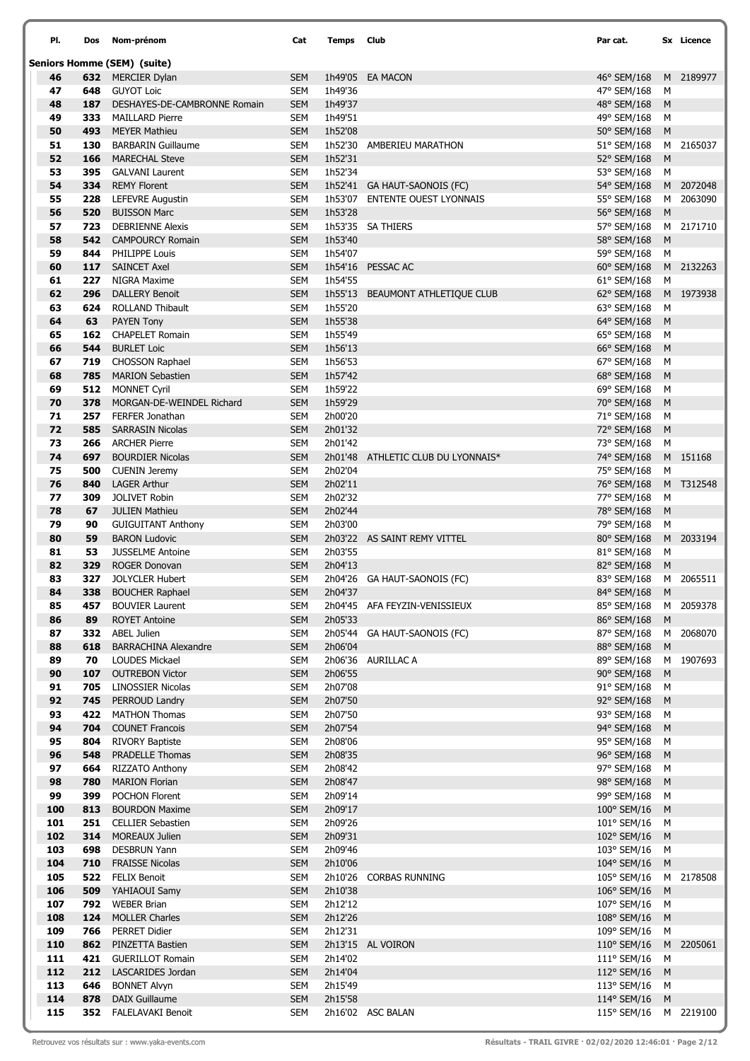| Pl. | Dos | Nom-prénom | Cat | Temps | Club | Par cat. | Sx | Licence |
|---|---|---|---|---|---|---|---|---|

**Seniors Homme (SEM) (suite)**

| Pl. | Dos | Nom-prénom | Cat | Temps | Club | Par cat. | Sx | Licence |
|---|---|---|---|---|---|---|---|---|
| 46 | 632 | MERCIER Dylan | SEM | 1h49'05 | EA MACON | 46° SEM/168 | M | 2189977 |
| 47 | 648 | GUYOT Loic | SEM | 1h49'36 | | 47° SEM/168 | M | |
| 48 | 187 | DESHAYES-DE-CAMBRONNE Romain | SEM | 1h49'37 | | 48° SEM/168 | M | |
| 49 | 333 | MAILLARD Pierre | SEM | 1h49'51 | | 49° SEM/168 | M | |
| 50 | 493 | MEYER Mathieu | SEM | 1h52'08 | | 50° SEM/168 | M | |
| 51 | 130 | BARBARIN Guillaume | SEM | 1h52'30 | AMBERIEU MARATHON | 51° SEM/168 | M | 2165037 |
| 52 | 166 | MARECHAL Steve | SEM | 1h52'31 | | 52° SEM/168 | M | |
| 53 | 395 | GALVANI Laurent | SEM | 1h52'34 | | 53° SEM/168 | M | |
| 54 | 334 | REMY Florent | SEM | 1h52'41 | GA HAUT-SAONOIS (FC) | 54° SEM/168 | M | 2072048 |
| 55 | 228 | LEFEVRE Augustin | SEM | 1h53'07 | ENTENTE OUEST LYONNAIS | 55° SEM/168 | M | 2063090 |
| 56 | 520 | BUISSON Marc | SEM | 1h53'28 | | 56° SEM/168 | M | |
| 57 | 723 | DEBRIENNE Alexis | SEM | 1h53'35 | SA THIERS | 57° SEM/168 | M | 2171710 |
| 58 | 542 | CAMPOURCY Romain | SEM | 1h53'40 | | 58° SEM/168 | M | |
| 59 | 844 | PHILIPPE Louis | SEM | 1h54'07 | | 59° SEM/168 | M | |
| 60 | 117 | SAINCET Axel | SEM | 1h54'16 | PESSAC AC | 60° SEM/168 | M | 2132263 |
| 61 | 227 | NIGRA Maxime | SEM | 1h54'55 | | 61° SEM/168 | M | |
| 62 | 296 | DALLERY Benoit | SEM | 1h55'13 | BEAUMONT ATHLETIQUE CLUB | 62° SEM/168 | M | 1973938 |
| 63 | 624 | ROLLAND Thibault | SEM | 1h55'20 | | 63° SEM/168 | M | |
| 64 | 63 | PAYEN Tony | SEM | 1h55'38 | | 64° SEM/168 | M | |
| 65 | 162 | CHAPELET Romain | SEM | 1h55'49 | | 65° SEM/168 | M | |
| 66 | 544 | BURLET Loic | SEM | 1h56'13 | | 66° SEM/168 | M | |
| 67 | 719 | CHOSSON Raphael | SEM | 1h56'53 | | 67° SEM/168 | M | |
| 68 | 785 | MARION Sebastien | SEM | 1h57'42 | | 68° SEM/168 | M | |
| 69 | 512 | MONNET Cyril | SEM | 1h59'22 | | 69° SEM/168 | M | |
| 70 | 378 | MORGAN-DE-WEINDEL Richard | SEM | 1h59'29 | | 70° SEM/168 | M | |
| 71 | 257 | FERFER Jonathan | SEM | 2h00'20 | | 71° SEM/168 | M | |
| 72 | 585 | SARRASIN Nicolas | SEM | 2h01'32 | | 72° SEM/168 | M | |
| 73 | 266 | ARCHER Pierre | SEM | 2h01'42 | | 73° SEM/168 | M | |
| 74 | 697 | BOURDIER Nicolas | SEM | 2h01'48 | ATHLETIC CLUB DU LYONNAIS* | 74° SEM/168 | M | 151168 |
| 75 | 500 | CUENIN Jeremy | SEM | 2h02'04 | | 75° SEM/168 | M | |
| 76 | 840 | LAGER Arthur | SEM | 2h02'11 | | 76° SEM/168 | M | T312548 |
| 77 | 309 | JOLIVET Robin | SEM | 2h02'32 | | 77° SEM/168 | M | |
| 78 | 67 | JULIEN Mathieu | SEM | 2h02'44 | | 78° SEM/168 | M | |
| 79 | 90 | GUIGUITANT Anthony | SEM | 2h03'00 | | 79° SEM/168 | M | |
| 80 | 59 | BARON Ludovic | SEM | 2h03'22 | AS SAINT REMY VITTEL | 80° SEM/168 | M | 2033194 |
| 81 | 53 | JUSSELME Antoine | SEM | 2h03'55 | | 81° SEM/168 | M | |
| 82 | 329 | ROGER Donovan | SEM | 2h04'13 | | 82° SEM/168 | M | |
| 83 | 327 | JOLYCLER Hubert | SEM | 2h04'26 | GA HAUT-SAONOIS (FC) | 83° SEM/168 | M | 2065511 |
| 84 | 338 | BOUCHER Raphael | SEM | 2h04'37 | | 84° SEM/168 | M | |
| 85 | 457 | BOUVIER Laurent | SEM | 2h04'45 | AFA FEYZIN-VENISSIEUX | 85° SEM/168 | M | 2059378 |
| 86 | 89 | ROYET Antoine | SEM | 2h05'33 | | 86° SEM/168 | M | |
| 87 | 332 | ABEL Julien | SEM | 2h05'44 | GA HAUT-SAONOIS (FC) | 87° SEM/168 | M | 2068070 |
| 88 | 618 | BARRACHINA Alexandre | SEM | 2h06'04 | | 88° SEM/168 | M | |
| 89 | 70 | LOUDES Mickael | SEM | 2h06'36 | AURILLAC A | 89° SEM/168 | M | 1907693 |
| 90 | 107 | OUTREBON Victor | SEM | 2h06'55 | | 90° SEM/168 | M | |
| 91 | 705 | LINOSSIER Nicolas | SEM | 2h07'08 | | 91° SEM/168 | M | |
| 92 | 745 | PERROUD Landry | SEM | 2h07'50 | | 92° SEM/168 | M | |
| 93 | 422 | MATHON Thomas | SEM | 2h07'50 | | 93° SEM/168 | M | |
| 94 | 704 | COUNET Francois | SEM | 2h07'54 | | 94° SEM/168 | M | |
| 95 | 804 | RIVORY Baptiste | SEM | 2h08'06 | | 95° SEM/168 | M | |
| 96 | 548 | PRADELLE Thomas | SEM | 2h08'35 | | 96° SEM/168 | M | |
| 97 | 664 | RIZZATO Anthony | SEM | 2h08'42 | | 97° SEM/168 | M | |
| 98 | 780 | MARION Florian | SEM | 2h08'47 | | 98° SEM/168 | M | |
| 99 | 399 | POCHON Florent | SEM | 2h09'14 | | 99° SEM/168 | M | |
| 100 | 813 | BOURDON Maxime | SEM | 2h09'17 | | 100° SEM/16 | M | |
| 101 | 251 | CELLIER Sebastien | SEM | 2h09'26 | | 101° SEM/16 | M | |
| 102 | 314 | MOREAUX Julien | SEM | 2h09'31 | | 102° SEM/16 | M | |
| 103 | 698 | DESBRUN Yann | SEM | 2h09'46 | | 103° SEM/16 | M | |
| 104 | 710 | FRAISSE Nicolas | SEM | 2h10'06 | | 104° SEM/16 | M | |
| 105 | 522 | FELIX Benoit | SEM | 2h10'26 | CORBAS RUNNING | 105° SEM/16 | M | 2178508 |
| 106 | 509 | YAHIAOUI Samy | SEM | 2h10'38 | | 106° SEM/16 | M | |
| 107 | 792 | WEBER Brian | SEM | 2h12'12 | | 107° SEM/16 | M | |
| 108 | 124 | MOLLER Charles | SEM | 2h12'26 | | 108° SEM/16 | M | |
| 109 | 766 | PERRET Didier | SEM | 2h12'31 | | 109° SEM/16 | M | |
| 110 | 862 | PINZETTA Bastien | SEM | 2h13'15 | AL VOIRON | 110° SEM/16 | M | 2205061 |
| 111 | 421 | GUERILLOT Romain | SEM | 2h14'02 | | 111° SEM/16 | M | |
| 112 | 212 | LASCARIDES Jordan | SEM | 2h14'04 | | 112° SEM/16 | M | |
| 113 | 646 | BONNET Alvyn | SEM | 2h15'49 | | 113° SEM/16 | M | |
| 114 | 878 | DAIX Guillaume | SEM | 2h15'58 | | 114° SEM/16 | M | |
| 115 | 352 | FALELAVAKI Benoit | SEM | 2h16'02 | ASC BALAN | 115° SEM/16 | M | 2219100 |

Retrouvez vos résultats sur : www.yaka-events.com

Résultats - TRAIL GIVRE · 02/02/2020 12:46:01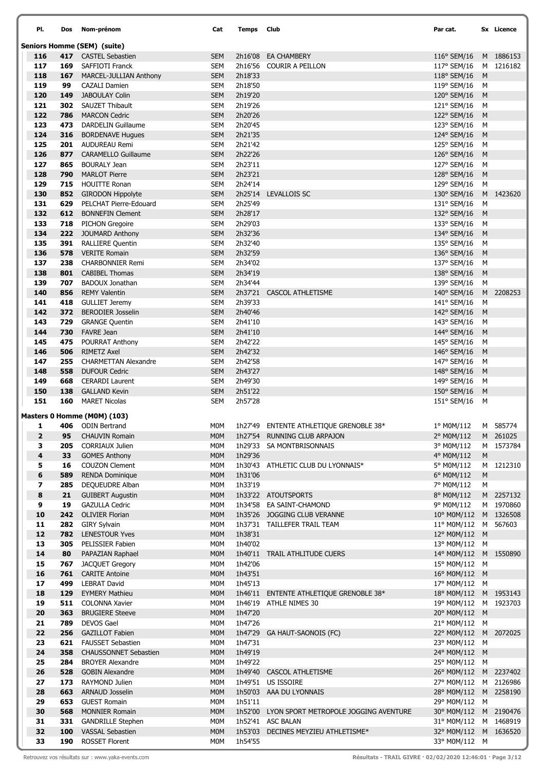| Pl. | Dos | Nom-prénom | Cat | Temps | Club | Par cat. | Sx | Licence |
|---|---|---|---|---|---|---|---|---|
| **Seniors Homme (SEM) (suite)** | | | | | | | | |
| 116 | 417 | CASTEL Sebastien | SEM | 2h16'08 | EA CHAMBERY | 116° SEM/16 | M | 1886153 |
| 117 | 169 | SAFFIOTI Franck | SEM | 2h16'56 | COURIR A PEILLON | 117° SEM/16 | M | 1216182 |
| 118 | 167 | MARCEL-JULLIAN Anthony | SEM | 2h18'33 | | 118° SEM/16 | M | |
| 119 | 99 | CAZALI Damien | SEM | 2h18'50 | | 119° SEM/16 | M | |
| 120 | 149 | JABOULAY Colin | SEM | 2h19'20 | | 120° SEM/16 | M | |
| 121 | 302 | SAUZET Thibault | SEM | 2h19'26 | | 121° SEM/16 | M | |
| 122 | 786 | MARCON Cedric | SEM | 2h20'26 | | 122° SEM/16 | M | |
| 123 | 473 | DARDELIN Guillaume | SEM | 2h20'45 | | 123° SEM/16 | M | |
| 124 | 316 | BORDENAVE Hugues | SEM | 2h21'35 | | 124° SEM/16 | M | |
| 125 | 201 | AUDUREAU Remi | SEM | 2h21'42 | | 125° SEM/16 | M | |
| 126 | 877 | CARAMELLO Guillaume | SEM | 2h22'26 | | 126° SEM/16 | M | |
| 127 | 865 | BOURALY Jean | SEM | 2h23'11 | | 127° SEM/16 | M | |
| 128 | 790 | MARLOT Pierre | SEM | 2h23'21 | | 128° SEM/16 | M | |
| 129 | 715 | HOUITTE Ronan | SEM | 2h24'14 | | 129° SEM/16 | M | |
| 130 | 852 | GIRODON Hippolyte | SEM | 2h25'14 | LEVALLOIS SC | 130° SEM/16 | M | 1423620 |
| 131 | 629 | PELCHAT Pierre-Edouard | SEM | 2h25'49 | | 131° SEM/16 | M | |
| 132 | 612 | BONNEFIN Clement | SEM | 2h28'17 | | 132° SEM/16 | M | |
| 133 | 718 | PICHON Gregoire | SEM | 2h29'03 | | 133° SEM/16 | M | |
| 134 | 222 | JOUMARD Anthony | SEM | 2h32'36 | | 134° SEM/16 | M | |
| 135 | 391 | RALLIERE Quentin | SEM | 2h32'40 | | 135° SEM/16 | M | |
| 136 | 578 | VERITE Romain | SEM | 2h32'59 | | 136° SEM/16 | M | |
| 137 | 238 | CHARBONNIER Remi | SEM | 2h34'02 | | 137° SEM/16 | M | |
| 138 | 801 | CABIBEL Thomas | SEM | 2h34'19 | | 138° SEM/16 | M | |
| 139 | 707 | BADOUX Jonathan | SEM | 2h34'44 | | 139° SEM/16 | M | |
| 140 | 856 | REMY Valentin | SEM | 2h37'21 | CASCOL ATHLETISME | 140° SEM/16 | M | 2208253 |
| 141 | 418 | GULLIET Jeremy | SEM | 2h39'33 | | 141° SEM/16 | M | |
| 142 | 372 | BERODIER Josselin | SEM | 2h40'46 | | 142° SEM/16 | M | |
| 143 | 729 | GRANGE Quentin | SEM | 2h41'10 | | 143° SEM/16 | M | |
| 144 | 730 | FAVRE Jean | SEM | 2h41'10 | | 144° SEM/16 | M | |
| 145 | 475 | POURRAT Anthony | SEM | 2h42'22 | | 145° SEM/16 | M | |
| 146 | 506 | RIMETZ Axel | SEM | 2h42'32 | | 146° SEM/16 | M | |
| 147 | 255 | CHARMETTAN Alexandre | SEM | 2h42'58 | | 147° SEM/16 | M | |
| 148 | 558 | DUFOUR Cedric | SEM | 2h43'27 | | 148° SEM/16 | M | |
| 149 | 668 | CERARDI Laurent | SEM | 2h49'30 | | 149° SEM/16 | M | |
| 150 | 138 | GALLAND Kevin | SEM | 2h51'22 | | 150° SEM/16 | M | |
| 151 | 160 | MARET Nicolas | SEM | 2h57'28 | | 151° SEM/16 | M | |
| **Masters 0 Homme (M0M) (103)** | | | | | | | | |
| 1 | 406 | ODIN Bertrand | M0M | 1h27'49 | ENTENTE ATHLETIQUE GRENOBLE 38* | 1° M0M/112 | M | 585774 |
| 2 | 95 | CHAUVIN Romain | M0M | 1h27'54 | RUNNING CLUB ARPAJON | 2° M0M/112 | M | 261025 |
| 3 | 205 | CORRIAUX Julien | M0M | 1h29'33 | SA MONTBRISONNAIS | 3° M0M/112 | M | 1573784 |
| 4 | 33 | GOMES Anthony | M0M | 1h29'36 | | 4° M0M/112 | M | |
| 5 | 16 | COUZON Clement | M0M | 1h30'43 | ATHLETIC CLUB DU LYONNAIS* | 5° M0M/112 | M | 1212310 |
| 6 | 589 | RENDA Dominique | M0M | 1h31'06 | | 6° M0M/112 | M | |
| 7 | 285 | DEQUEUDRE Alban | M0M | 1h33'19 | | 7° M0M/112 | M | |
| 8 | 21 | GUIBERT Augustin | M0M | 1h33'22 | ATOUTSPORTS | 8° M0M/112 | M | 2257132 |
| 9 | 19 | GAZULLA Cedric | M0M | 1h34'58 | EA SAINT-CHAMOND | 9° M0M/112 | M | 1970860 |
| 10 | 242 | OLIVIER Florian | M0M | 1h35'26 | JOGGING CLUB VERANNE | 10° M0M/112 | M | 1326508 |
| 11 | 282 | GIRY Sylvain | M0M | 1h37'31 | TAILLEFER TRAIL TEAM | 11° M0M/112 | M | 567603 |
| 12 | 782 | LENESTOUR Yves | M0M | 1h38'31 | | 12° M0M/112 | M | |
| 13 | 305 | PELISSIER Fabien | M0M | 1h40'02 | | 13° M0M/112 | M | |
| 14 | 80 | PAPAZIAN Raphael | M0M | 1h40'11 | TRAIL ATHLITUDE CUERS | 14° M0M/112 | M | 1550890 |
| 15 | 767 | JACQUET Gregory | M0M | 1h42'06 | | 15° M0M/112 | M | |
| 16 | 761 | CARITE Antoine | M0M | 1h43'51 | | 16° M0M/112 | M | |
| 17 | 499 | LEBRAT David | M0M | 1h45'13 | | 17° M0M/112 | M | |
| 18 | 129 | EYMERY Mathieu | M0M | 1h46'11 | ENTENTE ATHLETIQUE GRENOBLE 38* | 18° M0M/112 | M | 1953143 |
| 19 | 511 | COLONNA Xavier | M0M | 1h46'19 | ATHLE NIMES 30 | 19° M0M/112 | M | 1923703 |
| 20 | 363 | BRUGIERE Steeve | M0M | 1h47'20 | | 20° M0M/112 | M | |
| 21 | 789 | DEVOS Gael | M0M | 1h47'26 | | 21° M0M/112 | M | |
| 22 | 256 | GAZILLOT Fabien | M0M | 1h47'29 | GA HAUT-SAONOIS (FC) | 22° M0M/112 | M | 2072025 |
| 23 | 621 | FAUSSET Sebastien | M0M | 1h47'31 | | 23° M0M/112 | M | |
| 24 | 358 | CHAUSSONNET Sebastien | M0M | 1h49'19 | | 24° M0M/112 | M | |
| 25 | 284 | BROYER Alexandre | M0M | 1h49'22 | | 25° M0M/112 | M | |
| 26 | 528 | GOBIN Alexandre | M0M | 1h49'40 | CASCOL ATHLETISME | 26° M0M/112 | M | 2237402 |
| 27 | 173 | RAYMOND Julien | M0M | 1h49'51 | US ISSOIRE | 27° M0M/112 | M | 2126986 |
| 28 | 663 | ARNAUD Josselin | M0M | 1h50'03 | AAA DU LYONNAIS | 28° M0M/112 | M | 2258190 |
| 29 | 653 | GUEST Romain | M0M | 1h51'11 | | 29° M0M/112 | M | |
| 30 | 568 | MONNIER Romain | M0M | 1h52'00 | LYON SPORT METROPOLE JOGGING AVENTURE | 30° M0M/112 | M | 2190476 |
| 31 | 331 | GANDRILLE Stephen | M0M | 1h52'41 | ASC BALAN | 31° M0M/112 | M | 1468919 |
| 32 | 100 | VASSAL Sebastien | M0M | 1h53'03 | DECINES MEYZIEU ATHLETISME* | 32° M0M/112 | M | 1636520 |
| 33 | 190 | ROSSET Florent | M0M | 1h54'55 | | 33° M0M/112 | M | |

Retrouvez vos résultats sur : www.yaka-events.com

Résultats - TRAIL GIVRE · 02/02/2020 12:46:01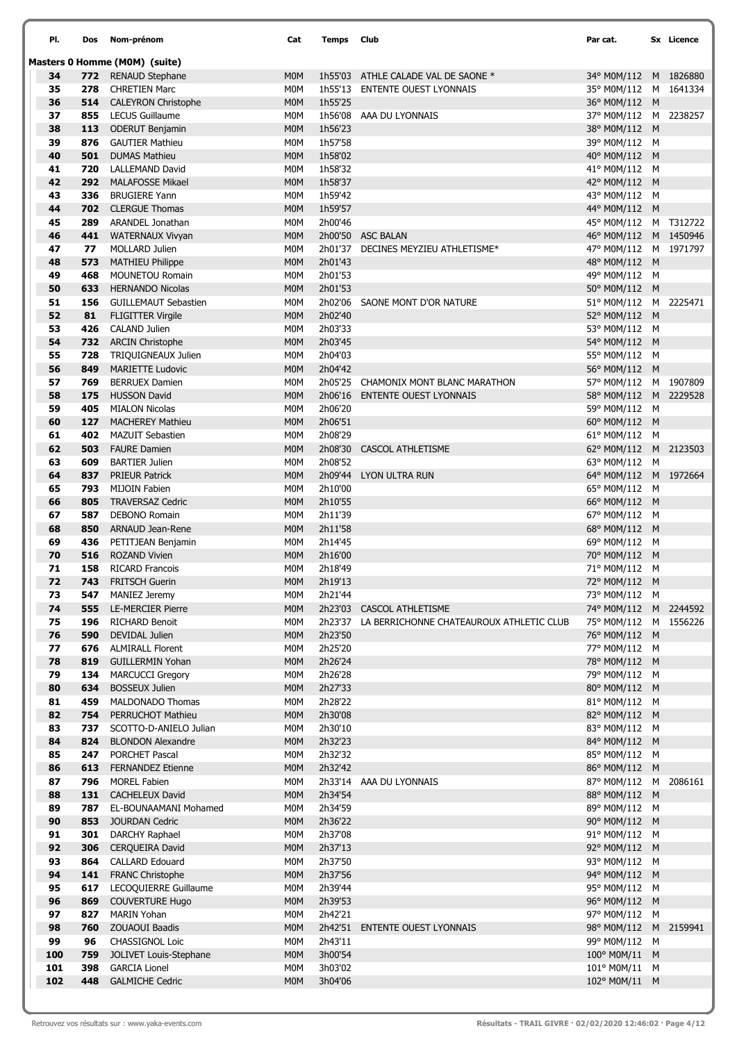| Pl. | Dos | Nom-prénom | Cat | Temps | Club | Par cat. | Sx | Licence |
|---|---|---|---|---|---|---|---|---|
| **Masters 0 Homme (M0M) (suite)** | | | | | | | | |
| 34 | 772 | RENAUD Stephane | M0M | 1h55'03 | ATHLE CALADE VAL DE SAONE * | 34° M0M/112 | M | 1826880 |
| 35 | 278 | CHRETIEN Marc | M0M | 1h55'13 | ENTENTE OUEST LYONNAIS | 35° M0M/112 | M | 1641334 |
| 36 | 514 | CALEYRON Christophe | M0M | 1h55'25 | | 36° M0M/112 | M | |
| 37 | 855 | LECUS Guillaume | M0M | 1h56'08 | AAA DU LYONNAIS | 37° M0M/112 | M | 2238257 |
| 38 | 113 | ODERUT Benjamin | M0M | 1h56'23 | | 38° M0M/112 | M | |
| 39 | 876 | GAUTIER Mathieu | M0M | 1h57'58 | | 39° M0M/112 | M | |
| 40 | 501 | DUMAS Mathieu | M0M | 1h58'02 | | 40° M0M/112 | M | |
| 41 | 720 | LALLEMAND David | M0M | 1h58'32 | | 41° M0M/112 | M | |
| 42 | 292 | MALAFOSSE Mikael | M0M | 1h58'37 | | 42° M0M/112 | M | |
| 43 | 336 | BRUGIERE Yann | M0M | 1h59'42 | | 43° M0M/112 | M | |
| 44 | 702 | CLERGUE Thomas | M0M | 1h59'57 | | 44° M0M/112 | M | |
| 45 | 289 | ARANDEL Jonathan | M0M | 2h00'46 | | 45° M0M/112 | M | T312722 |
| 46 | 441 | WATERNAUX Vivyan | M0M | 2h00'50 | ASC BALAN | 46° M0M/112 | M | 1450946 |
| 47 | 77 | MOLLARD Julien | M0M | 2h01'37 | DECINES MEYZIEU ATHLETISME* | 47° M0M/112 | M | 1971797 |
| 48 | 573 | MATHIEU Philippe | M0M | 2h01'43 | | 48° M0M/112 | M | |
| 49 | 468 | MOUNETOU Romain | M0M | 2h01'53 | | 49° M0M/112 | M | |
| 50 | 633 | HERNANDO Nicolas | M0M | 2h01'53 | | 50° M0M/112 | M | |
| 51 | 156 | GUILLEMAUT Sebastien | M0M | 2h02'06 | SAONE MONT D'OR NATURE | 51° M0M/112 | M | 2225471 |
| 52 | 81 | FLIGITTER Virgile | M0M | 2h02'40 | | 52° M0M/112 | M | |
| 53 | 426 | CALAND Julien | M0M | 2h03'33 | | 53° M0M/112 | M | |
| 54 | 732 | ARCIN Christophe | M0M | 2h03'45 | | 54° M0M/112 | M | |
| 55 | 728 | TRIQUIGNEAUX Julien | M0M | 2h04'03 | | 55° M0M/112 | M | |
| 56 | 849 | MARIETTE Ludovic | M0M | 2h04'42 | | 56° M0M/112 | M | |
| 57 | 769 | BERRUEX Damien | M0M | 2h05'25 | CHAMONIX MONT BLANC MARATHON | 57° M0M/112 | M | 1907809 |
| 58 | 175 | HUSSON David | M0M | 2h06'16 | ENTENTE OUEST LYONNAIS | 58° M0M/112 | M | 2229528 |
| 59 | 405 | MIALON Nicolas | M0M | 2h06'20 | | 59° M0M/112 | M | |
| 60 | 127 | MACHEREY Mathieu | M0M | 2h06'51 | | 60° M0M/112 | M | |
| 61 | 402 | MAZUIT Sebastien | M0M | 2h08'29 | | 61° M0M/112 | M | |
| 62 | 503 | FAURE Damien | M0M | 2h08'30 | CASCOL ATHLETISME | 62° M0M/112 | M | 2123503 |
| 63 | 609 | BARTIER Julien | M0M | 2h08'52 | | 63° M0M/112 | M | |
| 64 | 837 | PRIEUR Patrick | M0M | 2h09'44 | LYON ULTRA RUN | 64° M0M/112 | M | 1972664 |
| 65 | 793 | MIJOIN Fabien | M0M | 2h10'00 | | 65° M0M/112 | M | |
| 66 | 805 | TRAVERSAZ Cedric | M0M | 2h10'55 | | 66° M0M/112 | M | |
| 67 | 587 | DEBONO Romain | M0M | 2h11'39 | | 67° M0M/112 | M | |
| 68 | 850 | ARNAUD Jean-Rene | M0M | 2h11'58 | | 68° M0M/112 | M | |
| 69 | 436 | PETITJEAN Benjamin | M0M | 2h14'45 | | 69° M0M/112 | M | |
| 70 | 516 | ROZAND Vivien | M0M | 2h16'00 | | 70° M0M/112 | M | |
| 71 | 158 | RICARD Francois | M0M | 2h18'49 | | 71° M0M/112 | M | |
| 72 | 743 | FRITSCH Guerin | M0M | 2h19'13 | | 72° M0M/112 | M | |
| 73 | 547 | MANIEZ Jeremy | M0M | 2h21'44 | | 73° M0M/112 | M | |
| 74 | 555 | LE-MERCIER Pierre | M0M | 2h23'03 | CASCOL ATHLETISME | 74° M0M/112 | M | 2244592 |
| 75 | 196 | RICHARD Benoit | M0M | 2h23'37 | LA BERRICHONNE CHATEAUROUX ATHLETIC CLUB | 75° M0M/112 | M | 1556226 |
| 76 | 590 | DEVIDAL Julien | M0M | 2h23'50 | | 76° M0M/112 | M | |
| 77 | 676 | ALMIRALL Florent | M0M | 2h25'20 | | 77° M0M/112 | M | |
| 78 | 819 | GUILLERMIN Yohan | M0M | 2h26'24 | | 78° M0M/112 | M | |
| 79 | 134 | MARCUCCI Gregory | M0M | 2h26'28 | | 79° M0M/112 | M | |
| 80 | 634 | BOSSEUX Julien | M0M | 2h27'33 | | 80° M0M/112 | M | |
| 81 | 459 | MALDONADO Thomas | M0M | 2h28'22 | | 81° M0M/112 | M | |
| 82 | 754 | PERRUCHOT Mathieu | M0M | 2h30'08 | | 82° M0M/112 | M | |
| 83 | 737 | SCOTTO-D-ANIELO Julian | M0M | 2h30'10 | | 83° M0M/112 | M | |
| 84 | 824 | BLONDON Alexandre | M0M | 2h32'23 | | 84° M0M/112 | M | |
| 85 | 247 | PORCHET Pascal | M0M | 2h32'32 | | 85° M0M/112 | M | |
| 86 | 613 | FERNANDEZ Etienne | M0M | 2h32'42 | | 86° M0M/112 | M | |
| 87 | 796 | MOREL Fabien | M0M | 2h33'14 | AAA DU LYONNAIS | 87° M0M/112 | M | 2086161 |
| 88 | 131 | CACHELEUX David | M0M | 2h34'54 | | 88° M0M/112 | M | |
| 89 | 787 | EL-BOUNAAMANI Mohamed | M0M | 2h34'59 | | 89° M0M/112 | M | |
| 90 | 853 | JOURDAN Cedric | M0M | 2h36'22 | | 90° M0M/112 | M | |
| 91 | 301 | DARCHY Raphael | M0M | 2h37'08 | | 91° M0M/112 | M | |
| 92 | 306 | CERQUEIRA David | M0M | 2h37'13 | | 92° M0M/112 | M | |
| 93 | 864 | CALLARD Edouard | M0M | 2h37'50 | | 93° M0M/112 | M | |
| 94 | 141 | FRANC Christophe | M0M | 2h37'56 | | 94° M0M/112 | M | |
| 95 | 617 | LECOQUIERRE Guillaume | M0M | 2h39'44 | | 95° M0M/112 | M | |
| 96 | 869 | COUVERTURE Hugo | M0M | 2h39'53 | | 96° M0M/112 | M | |
| 97 | 827 | MARIN Yohan | M0M | 2h42'21 | | 97° M0M/112 | M | |
| 98 | 760 | ZOUAOUI Baadis | M0M | 2h42'51 | ENTENTE OUEST LYONNAIS | 98° M0M/112 | M | 2159941 |
| 99 | 96 | CHASSIGNOL Loic | M0M | 2h43'11 | | 99° M0M/112 | M | |
| 100 | 759 | JOLIVET Louis-Stephane | M0M | 3h00'54 | | 100° M0M/11 | M | |
| 101 | 398 | GARCIA Lionel | M0M | 3h03'02 | | 101° M0M/11 | M | |
| 102 | 448 | GALMICHE Cedric | M0M | 3h04'06 | | 102° M0M/11 | M | |

Retrouvez vos résultats sur : www.yaka-events.com

Résultats - TRAIL GIVRE · 02/02/2020 12:46:02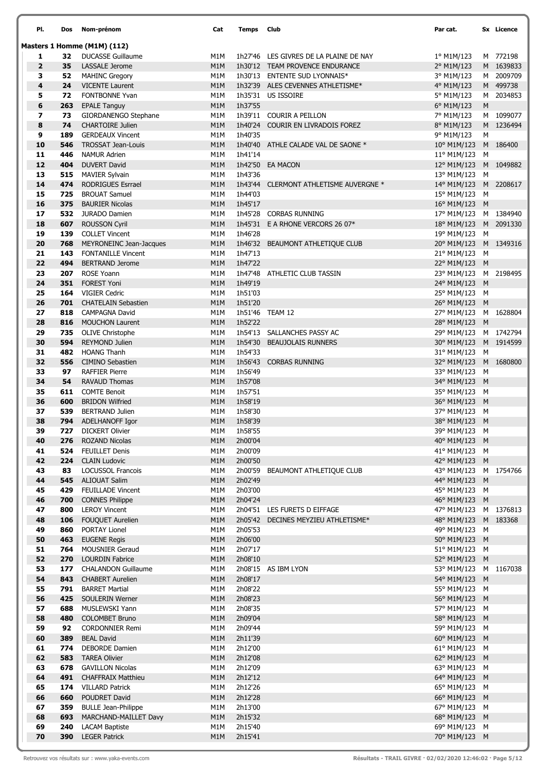| Pl. | Dos | Nom-prénom | Cat | Temps | Club | Par cat. | Sx | Licence |
|---|---|---|---|---|---|---|---|---|
| **Masters 1 Homme (M1M) (112)** | | | | | | | | |
| 1 | 32 | DUCASSE Guillaume | M1M | 1h27'46 | LES GIVRES DE LA PLAINE DE NAY | 1° M1M/123 | M | 772198 |
| 2 | 35 | LASSALE Jerome | M1M | 1h30'12 | TEAM PROVENCE ENDURANCE | 2° M1M/123 | M | 1639833 |
| 3 | 52 | MAHINC Gregory | M1M | 1h30'13 | ENTENTE SUD LYONNAIS* | 3° M1M/123 | M | 2009709 |
| 4 | 24 | VICENTE Laurent | M1M | 1h32'39 | ALES CEVENNES ATHLETISME* | 4° M1M/123 | M | 499738 |
| 5 | 72 | FONTBONNE Yvan | M1M | 1h35'31 | US ISSOIRE | 5° M1M/123 | M | 2034853 |
| 6 | 263 | EPALE Tanguy | M1M | 1h37'55 | | 6° M1M/123 | M | |
| 7 | 73 | GIORDANENGO Stephane | M1M | 1h39'11 | COURIR A PEILLON | 7° M1M/123 | M | 1099077 |
| 8 | 74 | CHARTOIRE Julien | M1M | 1h40'24 | COURIR EN LIVRADOIS FOREZ | 8° M1M/123 | M | 1236494 |
| 9 | 189 | GERDEAUX Vincent | M1M | 1h40'35 | | 9° M1M/123 | M | |
| 10 | 546 | TROSSAT Jean-Louis | M1M | 1h40'40 | ATHLE CALADE VAL DE SAONE * | 10° M1M/123 | M | 186400 |
| 11 | 446 | NAMUR Adrien | M1M | 1h41'14 | | 11° M1M/123 | M | |
| 12 | 404 | DUVERT David | M1M | 1h42'50 | EA MACON | 12° M1M/123 | M | 1049882 |
| 13 | 515 | MAVIER Sylvain | M1M | 1h43'36 | | 13° M1M/123 | M | |
| 14 | 474 | RODRIGUES Esrrael | M1M | 1h43'44 | CLERMONT ATHLETISME AUVERGNE * | 14° M1M/123 | M | 2208617 |
| 15 | 725 | BROUAT Samuel | M1M | 1h44'03 | | 15° M1M/123 | M | |
| 16 | 375 | BAURIER Nicolas | M1M | 1h45'17 | | 16° M1M/123 | M | |
| 17 | 532 | JURADO Damien | M1M | 1h45'28 | CORBAS RUNNING | 17° M1M/123 | M | 1384940 |
| 18 | 607 | ROUSSON Cyril | M1M | 1h45'31 | E A RHONE VERCORS 26 07* | 18° M1M/123 | M | 2091330 |
| 19 | 139 | COLLET Vincent | M1M | 1h46'28 | | 19° M1M/123 | M | |
| 20 | 768 | MEYRONEINC Jean-Jacques | M1M | 1h46'32 | BEAUMONT ATHLETIQUE CLUB | 20° M1M/123 | M | 1349316 |
| 21 | 143 | FONTANILLE Vincent | M1M | 1h47'13 | | 21° M1M/123 | M | |
| 22 | 494 | BERTRAND Jerome | M1M | 1h47'22 | | 22° M1M/123 | M | |
| 23 | 207 | ROSE Yoann | M1M | 1h47'48 | ATHLETIC CLUB TASSIN | 23° M1M/123 | M | 2198495 |
| 24 | 351 | FOREST Yoni | M1M | 1h49'19 | | 24° M1M/123 | M | |
| 25 | 164 | VIGIER Cedric | M1M | 1h51'03 | | 25° M1M/123 | M | |
| 26 | 701 | CHATELAIN Sebastien | M1M | 1h51'20 | | 26° M1M/123 | M | |
| 27 | 818 | CAMPAGNA David | M1M | 1h51'46 | TEAM 12 | 27° M1M/123 | M | 1628804 |
| 28 | 816 | MOUCHON Laurent | M1M | 1h52'22 | | 28° M1M/123 | M | |
| 29 | 735 | OLIVE Christophe | M1M | 1h54'13 | SALLANCHES PASSY AC | 29° M1M/123 | M | 1742794 |
| 30 | 594 | REYMOND Julien | M1M | 1h54'30 | BEAUJOLAIS RUNNERS | 30° M1M/123 | M | 1914599 |
| 31 | 482 | HOANG Thanh | M1M | 1h54'33 | | 31° M1M/123 | M | |
| 32 | 556 | CIMINO Sebastien | M1M | 1h56'43 | CORBAS RUNNING | 32° M1M/123 | M | 1680800 |
| 33 | 97 | RAFFIER Pierre | M1M | 1h56'49 | | 33° M1M/123 | M | |
| 34 | 54 | RAVAUD Thomas | M1M | 1h57'08 | | 34° M1M/123 | M | |
| 35 | 611 | COMTE Benoit | M1M | 1h57'51 | | 35° M1M/123 | M | |
| 36 | 600 | BRIDON Wilfried | M1M | 1h58'19 | | 36° M1M/123 | M | |
| 37 | 539 | BERTRAND Julien | M1M | 1h58'30 | | 37° M1M/123 | M | |
| 38 | 794 | ADELHANOFF Igor | M1M | 1h58'39 | | 38° M1M/123 | M | |
| 39 | 727 | DICKERT Olivier | M1M | 1h58'55 | | 39° M1M/123 | M | |
| 40 | 276 | ROZAND Nicolas | M1M | 2h00'04 | | 40° M1M/123 | M | |
| 41 | 524 | FEUILLET Denis | M1M | 2h00'09 | | 41° M1M/123 | M | |
| 42 | 224 | CLAIN Ludovic | M1M | 2h00'50 | | 42° M1M/123 | M | |
| 43 | 83 | LOCUSSOL Francois | M1M | 2h00'59 | BEAUMONT ATHLETIQUE CLUB | 43° M1M/123 | M | 1754766 |
| 44 | 545 | ALIOUAT Salim | M1M | 2h02'49 | | 44° M1M/123 | M | |
| 45 | 429 | FEUILLADE Vincent | M1M | 2h03'00 | | 45° M1M/123 | M | |
| 46 | 700 | CONNES Philippe | M1M | 2h04'24 | | 46° M1M/123 | M | |
| 47 | 800 | LEROY Vincent | M1M | 2h04'51 | LES FURETS D EIFFAGE | 47° M1M/123 | M | 1376813 |
| 48 | 106 | FOUQUET Aurelien | M1M | 2h05'42 | DECINES MEYZIEU ATHLETISME* | 48° M1M/123 | M | 183368 |
| 49 | 860 | PORTAY Lionel | M1M | 2h05'53 | | 49° M1M/123 | M | |
| 50 | 463 | EUGENE Regis | M1M | 2h06'00 | | 50° M1M/123 | M | |
| 51 | 764 | MOUSNIER Geraud | M1M | 2h07'17 | | 51° M1M/123 | M | |
| 52 | 270 | LOURDIN Fabrice | M1M | 2h08'10 | | 52° M1M/123 | M | |
| 53 | 177 | CHALANDON Guillaume | M1M | 2h08'15 | AS IBM LYON | 53° M1M/123 | M | 1167038 |
| 54 | 843 | CHABERT Aurelien | M1M | 2h08'17 | | 54° M1M/123 | M | |
| 55 | 791 | BARRET Martial | M1M | 2h08'22 | | 55° M1M/123 | M | |
| 56 | 425 | SOULERIN Werner | M1M | 2h08'23 | | 56° M1M/123 | M | |
| 57 | 688 | MUSLEWSKI Yann | M1M | 2h08'35 | | 57° M1M/123 | M | |
| 58 | 480 | COLOMBET Bruno | M1M | 2h09'04 | | 58° M1M/123 | M | |
| 59 | 92 | CORDONNIER Remi | M1M | 2h09'44 | | 59° M1M/123 | M | |
| 60 | 389 | BEAL David | M1M | 2h11'39 | | 60° M1M/123 | M | |
| 61 | 774 | DEBORDE Damien | M1M | 2h12'00 | | 61° M1M/123 | M | |
| 62 | 583 | TAREA Olivier | M1M | 2h12'08 | | 62° M1M/123 | M | |
| 63 | 678 | GAVILLON Nicolas | M1M | 2h12'09 | | 63° M1M/123 | M | |
| 64 | 491 | CHAFFRAIX Matthieu | M1M | 2h12'12 | | 64° M1M/123 | M | |
| 65 | 174 | VILLARD Patrick | M1M | 2h12'26 | | 65° M1M/123 | M | |
| 66 | 660 | POUDRET David | M1M | 2h12'28 | | 66° M1M/123 | M | |
| 67 | 359 | BULLE Jean-Philippe | M1M | 2h13'00 | | 67° M1M/123 | M | |
| 68 | 693 | MARCHAND-MAILLET Davy | M1M | 2h15'32 | | 68° M1M/123 | M | |
| 69 | 240 | LACAM Baptiste | M1M | 2h15'40 | | 69° M1M/123 | M | |
| 70 | 390 | LEGER Patrick | M1M | 2h15'41 | | 70° M1M/123 | M | |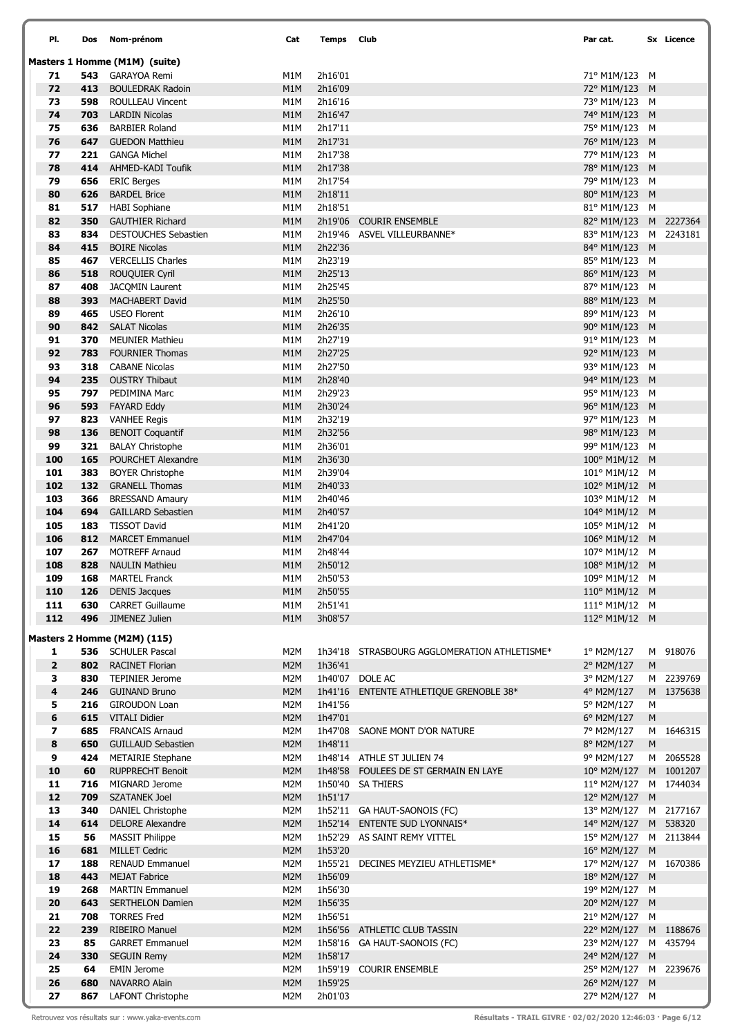| Pl. | Dos | Nom-prénom | Cat | Temps | Club | Par cat. | Sx | Licence |
|---|---|---|---|---|---|---|---|---|
| **Masters 1 Homme (M1M) (suite)** | | | | | | | | |
| 71 | 543 | GARAYOA Remi | M1M | 2h16'01 | | 71° M1M/123 | M | |
| 72 | 413 | BOULEDRAK Radoin | M1M | 2h16'09 | | 72° M1M/123 | M | |
| 73 | 598 | ROULLEAU Vincent | M1M | 2h16'16 | | 73° M1M/123 | M | |
| 74 | 703 | LARDIN Nicolas | M1M | 2h16'47 | | 74° M1M/123 | M | |
| 75 | 636 | BARBIER Roland | M1M | 2h17'11 | | 75° M1M/123 | M | |
| 76 | 647 | GUEDON Matthieu | M1M | 2h17'31 | | 76° M1M/123 | M | |
| 77 | 221 | GANGA Michel | M1M | 2h17'38 | | 77° M1M/123 | M | |
| 78 | 414 | AHMED-KADI Toufik | M1M | 2h17'38 | | 78° M1M/123 | M | |
| 79 | 656 | ERIC Berges | M1M | 2h17'54 | | 79° M1M/123 | M | |
| 80 | 626 | BARDEL Brice | M1M | 2h18'11 | | 80° M1M/123 | M | |
| 81 | 517 | HABI Sophiane | M1M | 2h18'51 | | 81° M1M/123 | M | |
| 82 | 350 | GAUTHIER Richard | M1M | 2h19'06 | COURIR ENSEMBLE | 82° M1M/123 | M | 2227364 |
| 83 | 834 | DESTOUCHES Sebastien | M1M | 2h19'46 | ASVEL VILLEURBANNE* | 83° M1M/123 | M | 2243181 |
| 84 | 415 | BOIRE Nicolas | M1M | 2h22'36 | | 84° M1M/123 | M | |
| 85 | 467 | VERCELLIS Charles | M1M | 2h23'19 | | 85° M1M/123 | M | |
| 86 | 518 | ROUQUIER Cyril | M1M | 2h25'13 | | 86° M1M/123 | M | |
| 87 | 408 | JACQMIN Laurent | M1M | 2h25'45 | | 87° M1M/123 | M | |
| 88 | 393 | MACHABERT David | M1M | 2h25'50 | | 88° M1M/123 | M | |
| 89 | 465 | USEO Florent | M1M | 2h26'10 | | 89° M1M/123 | M | |
| 90 | 842 | SALAT Nicolas | M1M | 2h26'35 | | 90° M1M/123 | M | |
| 91 | 370 | MEUNIER Mathieu | M1M | 2h27'19 | | 91° M1M/123 | M | |
| 92 | 783 | FOURNIER Thomas | M1M | 2h27'25 | | 92° M1M/123 | M | |
| 93 | 318 | CABANE Nicolas | M1M | 2h27'50 | | 93° M1M/123 | M | |
| 94 | 235 | OUSTRY Thibaut | M1M | 2h28'40 | | 94° M1M/123 | M | |
| 95 | 797 | PEDIMINA Marc | M1M | 2h29'23 | | 95° M1M/123 | M | |
| 96 | 593 | FAYARD Eddy | M1M | 2h30'24 | | 96° M1M/123 | M | |
| 97 | 823 | VANHEE Regis | M1M | 2h32'19 | | 97° M1M/123 | M | |
| 98 | 136 | BENOIT Coquantif | M1M | 2h32'56 | | 98° M1M/123 | M | |
| 99 | 321 | BALAY Christophe | M1M | 2h36'01 | | 99° M1M/123 | M | |
| 100 | 165 | POURCHET Alexandre | M1M | 2h36'30 | | 100° M1M/12 | M | |
| 101 | 383 | BOYER Christophe | M1M | 2h39'04 | | 101° M1M/12 | M | |
| 102 | 132 | GRANELL Thomas | M1M | 2h40'33 | | 102° M1M/12 | M | |
| 103 | 366 | BRESSAND Amaury | M1M | 2h40'46 | | 103° M1M/12 | M | |
| 104 | 694 | GAILLARD Sebastien | M1M | 2h40'57 | | 104° M1M/12 | M | |
| 105 | 183 | TISSOT David | M1M | 2h41'20 | | 105° M1M/12 | M | |
| 106 | 812 | MARCET Emmanuel | M1M | 2h47'04 | | 106° M1M/12 | M | |
| 107 | 267 | MOTREFF Arnaud | M1M | 2h48'44 | | 107° M1M/12 | M | |
| 108 | 828 | NAULIN Mathieu | M1M | 2h50'12 | | 108° M1M/12 | M | |
| 109 | 168 | MARTEL Franck | M1M | 2h50'53 | | 109° M1M/12 | M | |
| 110 | 126 | DENIS Jacques | M1M | 2h50'55 | | 110° M1M/12 | M | |
| 111 | 630 | CARRET Guillaume | M1M | 2h51'41 | | 111° M1M/12 | M | |
| 112 | 496 | JIMENEZ Julien | M1M | 3h08'57 | | 112° M1M/12 | M | |
| **Masters 2 Homme (M2M) (115)** | | | | | | | | |
| 1 | 536 | SCHULER Pascal | M2M | 1h34'18 | STRASBOURG AGGLOMERATION ATHLETISME* | 1° M2M/127 | M | 918076 |
| 2 | 802 | RACINET Florian | M2M | 1h36'41 | | 2° M2M/127 | M | |
| 3 | 830 | TEPINIER Jerome | M2M | 1h40'07 | DOLE AC | 3° M2M/127 | M | 2239769 |
| 4 | 246 | GUINAND Bruno | M2M | 1h41'16 | ENTENTE ATHLETIQUE GRENOBLE 38* | 4° M2M/127 | M | 1375638 |
| 5 | 216 | GIROUDON Loan | M2M | 1h41'56 | | 5° M2M/127 | M | |
| 6 | 615 | VITALI Didier | M2M | 1h47'01 | | 6° M2M/127 | M | |
| 7 | 685 | FRANCAIS Arnaud | M2M | 1h47'08 | SAONE MONT D'OR NATURE | 7° M2M/127 | M | 1646315 |
| 8 | 650 | GUILLAUD Sebastien | M2M | 1h48'11 | | 8° M2M/127 | M | |
| 9 | 424 | METAIRIE Stephane | M2M | 1h48'14 | ATHLE ST JULIEN 74 | 9° M2M/127 | M | 2065528 |
| 10 | 60 | RUPPRECHT Benoit | M2M | 1h48'58 | FOULEES DE ST GERMAIN EN LAYE | 10° M2M/127 | M | 1001207 |
| 11 | 716 | MIGNARD Jerome | M2M | 1h50'40 | SA THIERS | 11° M2M/127 | M | 1744034 |
| 12 | 709 | SZATANEK Joel | M2M | 1h51'17 | | 12° M2M/127 | M | |
| 13 | 340 | DANIEL Christophe | M2M | 1h52'11 | GA HAUT-SAONOIS (FC) | 13° M2M/127 | M | 2177167 |
| 14 | 614 | DELORE Alexandre | M2M | 1h52'14 | ENTENTE SUD LYONNAIS* | 14° M2M/127 | M | 538320 |
| 15 | 56 | MASSIT Philippe | M2M | 1h52'29 | AS SAINT REMY VITTEL | 15° M2M/127 | M | 2113844 |
| 16 | 681 | MILLET Cedric | M2M | 1h53'20 | | 16° M2M/127 | M | |
| 17 | 188 | RENAUD Emmanuel | M2M | 1h55'21 | DECINES MEYZIEU ATHLETISME* | 17° M2M/127 | M | 1670386 |
| 18 | 443 | MEJAT Fabrice | M2M | 1h56'09 | | 18° M2M/127 | M | |
| 19 | 268 | MARTIN Emmanuel | M2M | 1h56'30 | | 19° M2M/127 | M | |
| 20 | 643 | SERTHELON Damien | M2M | 1h56'35 | | 20° M2M/127 | M | |
| 21 | 708 | TORRES Fred | M2M | 1h56'51 | | 21° M2M/127 | M | |
| 22 | 239 | RIBEIRO Manuel | M2M | 1h56'56 | ATHLETIC CLUB TASSIN | 22° M2M/127 | M | 1188676 |
| 23 | 85 | GARRET Emmanuel | M2M | 1h58'16 | GA HAUT-SAONOIS (FC) | 23° M2M/127 | M | 435794 |
| 24 | 330 | SEGUIN Remy | M2M | 1h58'17 | | 24° M2M/127 | M | |
| 25 | 64 | EMIN Jerome | M2M | 1h59'19 | COURIR ENSEMBLE | 25° M2M/127 | M | 2239676 |
| 26 | 680 | NAVARRO Alain | M2M | 1h59'25 | | 26° M2M/127 | M | |
| 27 | 867 | LAFONT Christophe | M2M | 2h01'03 | | 27° M2M/127 | M | |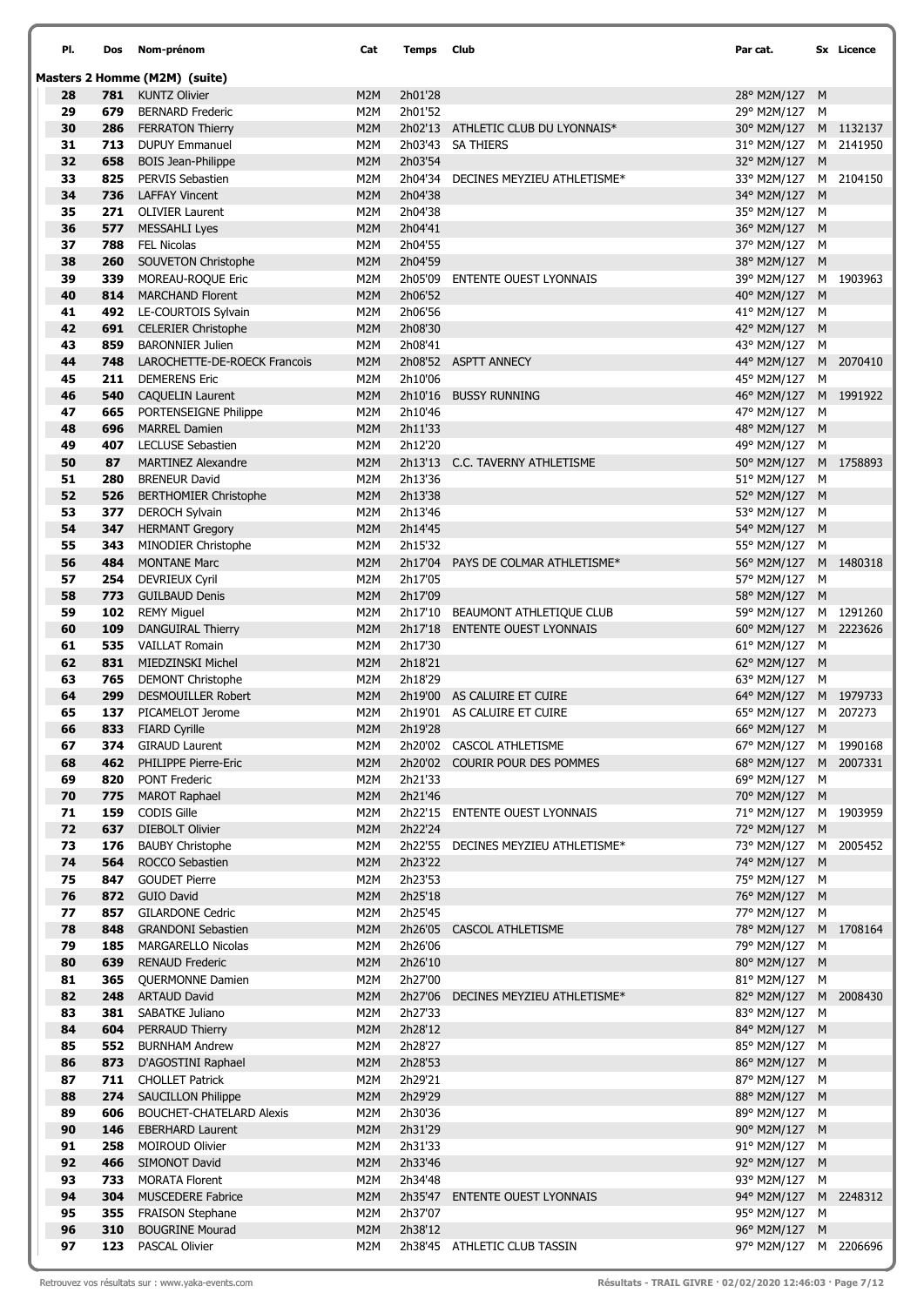| Pl. | Dos | Nom-prénom | Cat | Temps | Club | Par cat. | Sx | Licence |
|---|---|---|---|---|---|---|---|---|
| **Masters 2 Homme (M2M) (suite)** | | | | | | | | |
| 28 | 781 | KUNTZ Olivier | M2M | 2h01'28 | | 28° M2M/127 | M | |
| 29 | 679 | BERNARD Frederic | M2M | 2h01'52 | | 29° M2M/127 | M | |
| 30 | 286 | FERRATON Thierry | M2M | 2h02'13 | ATHLETIC CLUB DU LYONNAIS* | 30° M2M/127 | M | 1132137 |
| 31 | 713 | DUPUY Emmanuel | M2M | 2h03'43 | SA THIERS | 31° M2M/127 | M | 2141950 |
| 32 | 658 | BOIS Jean-Philippe | M2M | 2h03'54 | | 32° M2M/127 | M | |
| 33 | 825 | PERVIS Sebastien | M2M | 2h04'34 | DECINES MEYZIEU ATHLETISME* | 33° M2M/127 | M | 2104150 |
| 34 | 736 | LAFFAY Vincent | M2M | 2h04'38 | | 34° M2M/127 | M | |
| 35 | 271 | OLIVIER Laurent | M2M | 2h04'38 | | 35° M2M/127 | M | |
| 36 | 577 | MESSAHLI Lyes | M2M | 2h04'41 | | 36° M2M/127 | M | |
| 37 | 788 | FEL Nicolas | M2M | 2h04'55 | | 37° M2M/127 | M | |
| 38 | 260 | SOUVETON Christophe | M2M | 2h04'59 | | 38° M2M/127 | M | |
| 39 | 339 | MOREAU-ROQUE Eric | M2M | 2h05'09 | ENTENTE OUEST LYONNAIS | 39° M2M/127 | M | 1903963 |
| 40 | 814 | MARCHAND Florent | M2M | 2h06'52 | | 40° M2M/127 | M | |
| 41 | 492 | LE-COURTOIS Sylvain | M2M | 2h06'56 | | 41° M2M/127 | M | |
| 42 | 691 | CELERIER Christophe | M2M | 2h08'30 | | 42° M2M/127 | M | |
| 43 | 859 | BARONNIER Julien | M2M | 2h08'41 | | 43° M2M/127 | M | |
| 44 | 748 | LAROCHETTE-DE-ROECK Francois | M2M | 2h08'52 | ASPTT ANNECY | 44° M2M/127 | M | 2070410 |
| 45 | 211 | DEMERENS Eric | M2M | 2h10'06 | | 45° M2M/127 | M | |
| 46 | 540 | CAQUELIN Laurent | M2M | 2h10'16 | BUSSY RUNNING | 46° M2M/127 | M | 1991922 |
| 47 | 665 | PORTENSEIGNE Philippe | M2M | 2h10'46 | | 47° M2M/127 | M | |
| 48 | 696 | MARREL Damien | M2M | 2h11'33 | | 48° M2M/127 | M | |
| 49 | 407 | LECLUSE Sebastien | M2M | 2h12'20 | | 49° M2M/127 | M | |
| 50 | 87 | MARTINEZ Alexandre | M2M | 2h13'13 | C.C. TAVERNY ATHLETISME | 50° M2M/127 | M | 1758893 |
| 51 | 280 | BRENEUR David | M2M | 2h13'36 | | 51° M2M/127 | M | |
| 52 | 526 | BERTHOMIER Christophe | M2M | 2h13'38 | | 52° M2M/127 | M | |
| 53 | 377 | DEROCH Sylvain | M2M | 2h13'46 | | 53° M2M/127 | M | |
| 54 | 347 | HERMANT Gregory | M2M | 2h14'45 | | 54° M2M/127 | M | |
| 55 | 343 | MINODIER Christophe | M2M | 2h15'32 | | 55° M2M/127 | M | |
| 56 | 484 | MONTANE Marc | M2M | 2h17'04 | PAYS DE COLMAR ATHLETISME* | 56° M2M/127 | M | 1480318 |
| 57 | 254 | DEVRIEUX Cyril | M2M | 2h17'05 | | 57° M2M/127 | M | |
| 58 | 773 | GUILBAUD Denis | M2M | 2h17'09 | | 58° M2M/127 | M | |
| 59 | 102 | REMY Miguel | M2M | 2h17'10 | BEAUMONT ATHLETIQUE CLUB | 59° M2M/127 | M | 1291260 |
| 60 | 109 | DANGUIRAL Thierry | M2M | 2h17'18 | ENTENTE OUEST LYONNAIS | 60° M2M/127 | M | 2223626 |
| 61 | 535 | VAILLAT Romain | M2M | 2h17'30 | | 61° M2M/127 | M | |
| 62 | 831 | MIEDZINSKI Michel | M2M | 2h18'21 | | 62° M2M/127 | M | |
| 63 | 765 | DEMONT Christophe | M2M | 2h18'29 | | 63° M2M/127 | M | |
| 64 | 299 | DESMOUILLER Robert | M2M | 2h19'00 | AS CALUIRE ET CUIRE | 64° M2M/127 | M | 1979733 |
| 65 | 137 | PICAMELOT Jerome | M2M | 2h19'01 | AS CALUIRE ET CUIRE | 65° M2M/127 | M | 207273 |
| 66 | 833 | FIARD Cyrille | M2M | 2h19'28 | | 66° M2M/127 | M | |
| 67 | 374 | GIRAUD Laurent | M2M | 2h20'02 | CASCOL ATHLETISME | 67° M2M/127 | M | 1990168 |
| 68 | 462 | PHILIPPE Pierre-Eric | M2M | 2h20'02 | COURIR POUR DES POMMES | 68° M2M/127 | M | 2007331 |
| 69 | 820 | PONT Frederic | M2M | 2h21'33 | | 69° M2M/127 | M | |
| 70 | 775 | MAROT Raphael | M2M | 2h21'46 | | 70° M2M/127 | M | |
| 71 | 159 | CODIS Gille | M2M | 2h22'15 | ENTENTE OUEST LYONNAIS | 71° M2M/127 | M | 1903959 |
| 72 | 637 | DIEBOLT Olivier | M2M | 2h22'24 | | 72° M2M/127 | M | |
| 73 | 176 | BAUBY Christophe | M2M | 2h22'55 | DECINES MEYZIEU ATHLETISME* | 73° M2M/127 | M | 2005452 |
| 74 | 564 | ROCCO Sebastien | M2M | 2h23'22 | | 74° M2M/127 | M | |
| 75 | 847 | GOUDET Pierre | M2M | 2h23'53 | | 75° M2M/127 | M | |
| 76 | 872 | GUIO David | M2M | 2h25'18 | | 76° M2M/127 | M | |
| 77 | 857 | GILARDONE Cedric | M2M | 2h25'45 | | 77° M2M/127 | M | |
| 78 | 848 | GRANDONI Sebastien | M2M | 2h26'05 | CASCOL ATHLETISME | 78° M2M/127 | M | 1708164 |
| 79 | 185 | MARGARELLO Nicolas | M2M | 2h26'06 | | 79° M2M/127 | M | |
| 80 | 639 | RENAUD Frederic | M2M | 2h26'10 | | 80° M2M/127 | M | |
| 81 | 365 | QUERMONNE Damien | M2M | 2h27'00 | | 81° M2M/127 | M | |
| 82 | 248 | ARTAUD David | M2M | 2h27'06 | DECINES MEYZIEU ATHLETISME* | 82° M2M/127 | M | 2008430 |
| 83 | 381 | SABATKE Juliano | M2M | 2h27'33 | | 83° M2M/127 | M | |
| 84 | 604 | PERRAUD Thierry | M2M | 2h28'12 | | 84° M2M/127 | M | |
| 85 | 552 | BURNHAM Andrew | M2M | 2h28'27 | | 85° M2M/127 | M | |
| 86 | 873 | D'AGOSTINI Raphael | M2M | 2h28'53 | | 86° M2M/127 | M | |
| 87 | 711 | CHOLLET Patrick | M2M | 2h29'21 | | 87° M2M/127 | M | |
| 88 | 274 | SAUCILLON Philippe | M2M | 2h29'29 | | 88° M2M/127 | M | |
| 89 | 606 | BOUCHET-CHATELARD Alexis | M2M | 2h30'36 | | 89° M2M/127 | M | |
| 90 | 146 | EBERHARD Laurent | M2M | 2h31'29 | | 90° M2M/127 | M | |
| 91 | 258 | MOIROUD Olivier | M2M | 2h31'33 | | 91° M2M/127 | M | |
| 92 | 466 | SIMONOT David | M2M | 2h33'46 | | 92° M2M/127 | M | |
| 93 | 733 | MORATA Florent | M2M | 2h34'48 | | 93° M2M/127 | M | |
| 94 | 304 | MUSCEDERE Fabrice | M2M | 2h35'47 | ENTENTE OUEST LYONNAIS | 94° M2M/127 | M | 2248312 |
| 95 | 355 | FRAISON Stephane | M2M | 2h37'07 | | 95° M2M/127 | M | |
| 96 | 310 | BOUGRINE Mourad | M2M | 2h38'12 | | 96° M2M/127 | M | |
| 97 | 123 | PASCAL Olivier | M2M | 2h38'45 | ATHLETIC CLUB TASSIN | 97° M2M/127 | M | 2206696 |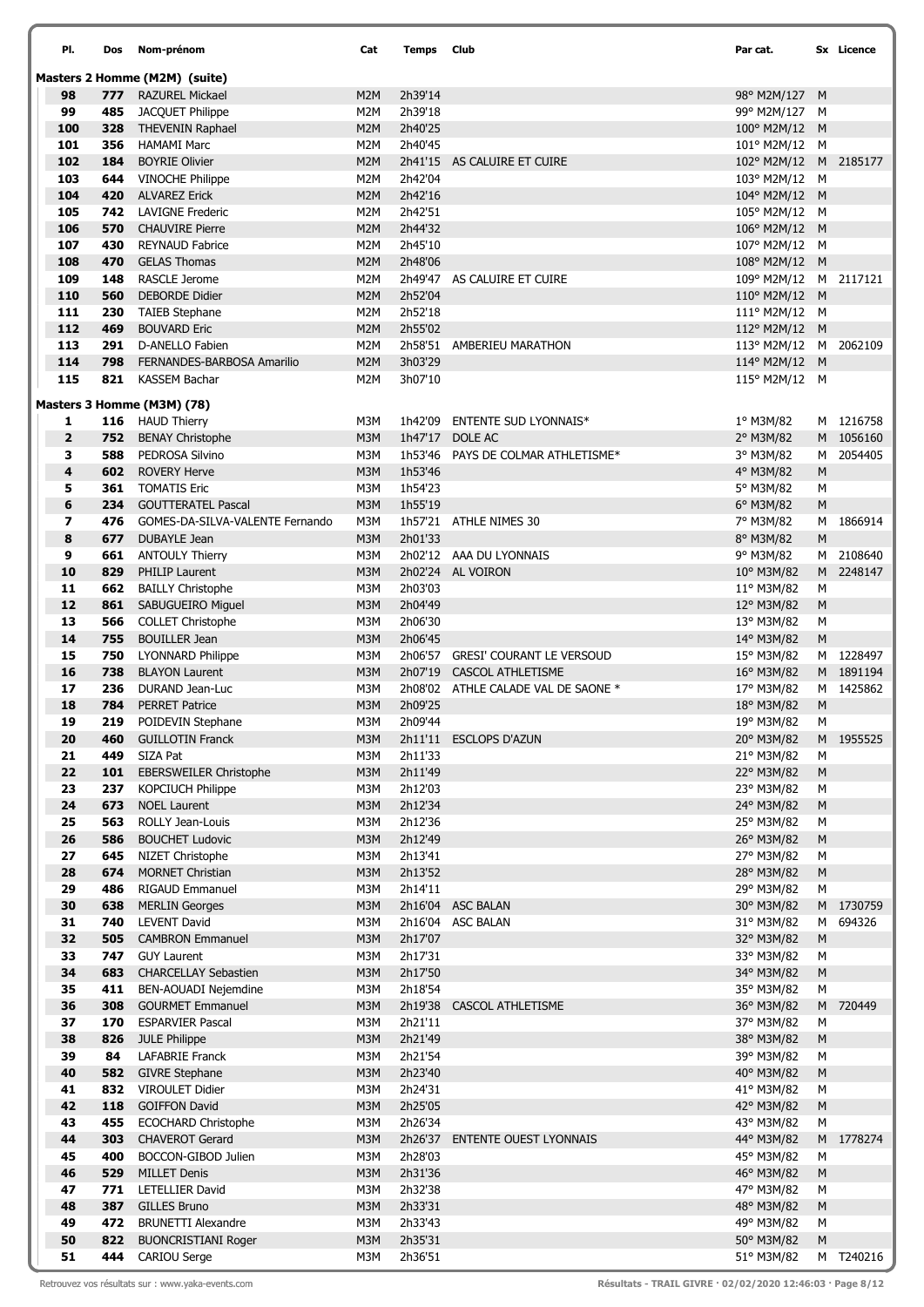| Pl. | Dos | Nom-prénom | Cat | Temps | Club | Par cat. | Sx | Licence |
|---|---|---|---|---|---|---|---|---|
| **Masters 2 Homme (M2M) (suite)** | | | | | | | | |
| 98 | 777 | RAZUREL Mickael | M2M | 2h39'14 | | 98° M2M/127 | M | |
| 99 | 485 | JACQUET Philippe | M2M | 2h39'18 | | 99° M2M/127 | M | |
| 100 | 328 | THEVENIN Raphael | M2M | 2h40'25 | | 100° M2M/12 | M | |
| 101 | 356 | HAMAMI Marc | M2M | 2h40'45 | | 101° M2M/12 | M | |
| 102 | 184 | BOYRIE Olivier | M2M | 2h41'15 | AS CALUIRE ET CUIRE | 102° M2M/12 | M | 2185177 |
| 103 | 644 | VINOCHE Philippe | M2M | 2h42'04 | | 103° M2M/12 | M | |
| 104 | 420 | ALVAREZ Erick | M2M | 2h42'16 | | 104° M2M/12 | M | |
| 105 | 742 | LAVIGNE Frederic | M2M | 2h42'51 | | 105° M2M/12 | M | |
| 106 | 570 | CHAUVIRE Pierre | M2M | 2h44'32 | | 106° M2M/12 | M | |
| 107 | 430 | REYNAUD Fabrice | M2M | 2h45'10 | | 107° M2M/12 | M | |
| 108 | 470 | GELAS Thomas | M2M | 2h48'06 | | 108° M2M/12 | M | |
| 109 | 148 | RASCLE Jerome | M2M | 2h49'47 | AS CALUIRE ET CUIRE | 109° M2M/12 | M | 2117121 |
| 110 | 560 | DEBORDE Didier | M2M | 2h52'04 | | 110° M2M/12 | M | |
| 111 | 230 | TAIEB Stephane | M2M | 2h52'18 | | 111° M2M/12 | M | |
| 112 | 469 | BOUVARD Eric | M2M | 2h55'02 | | 112° M2M/12 | M | |
| 113 | 291 | D-ANELLO Fabien | M2M | 2h58'51 | AMBERIEU MARATHON | 113° M2M/12 | M | 2062109 |
| 114 | 798 | FERNANDES-BARBOSA Amarilio | M2M | 3h03'29 | | 114° M2M/12 | M | |
| 115 | 821 | KASSEM Bachar | M2M | 3h07'10 | | 115° M2M/12 | M | |
| **Masters 3 Homme (M3M) (78)** | | | | | | | | |
| 1 | 116 | HAUD Thierry | M3M | 1h42'09 | ENTENTE SUD LYONNAIS* | 1° M3M/82 | M | 1216758 |
| 2 | 752 | BENAY Christophe | M3M | 1h47'17 | DOLE AC | 2° M3M/82 | M | 1056160 |
| 3 | 588 | PEDROSA Silvino | M3M | 1h53'46 | PAYS DE COLMAR ATHLETISME* | 3° M3M/82 | M | 2054405 |
| 4 | 602 | ROVERY Herve | M3M | 1h53'46 | | 4° M3M/82 | M | |
| 5 | 361 | TOMATIS Eric | M3M | 1h54'23 | | 5° M3M/82 | M | |
| 6 | 234 | GOUTTERATEL Pascal | M3M | 1h55'19 | | 6° M3M/82 | M | |
| 7 | 476 | GOMES-DA-SILVA-VALENTE Fernando | M3M | 1h57'21 | ATHLE NIMES 30 | 7° M3M/82 | M | 1866914 |
| 8 | 677 | DUBAYLE Jean | M3M | 2h01'33 | | 8° M3M/82 | M | |
| 9 | 661 | ANTOULY Thierry | M3M | 2h02'12 | AAA DU LYONNAIS | 9° M3M/82 | M | 2108640 |
| 10 | 829 | PHILIP Laurent | M3M | 2h02'24 | AL VOIRON | 10° M3M/82 | M | 2248147 |
| 11 | 662 | BAILLY Christophe | M3M | 2h03'03 | | 11° M3M/82 | M | |
| 12 | 861 | SABUGUEIRO Miguel | M3M | 2h04'49 | | 12° M3M/82 | M | |
| 13 | 566 | COLLET Christophe | M3M | 2h06'30 | | 13° M3M/82 | M | |
| 14 | 755 | BOUILLER Jean | M3M | 2h06'45 | | 14° M3M/82 | M | |
| 15 | 750 | LYONNARD Philippe | M3M | 2h06'57 | GRESI' COURANT LE VERSOUD | 15° M3M/82 | M | 1228497 |
| 16 | 738 | BLAYON Laurent | M3M | 2h07'19 | CASCOL ATHLETISME | 16° M3M/82 | M | 1891194 |
| 17 | 236 | DURAND Jean-Luc | M3M | 2h08'02 | ATHLE CALADE VAL DE SAONE * | 17° M3M/82 | M | 1425862 |
| 18 | 784 | PERRET Patrice | M3M | 2h09'25 | | 18° M3M/82 | M | |
| 19 | 219 | POIDEVIN Stephane | M3M | 2h09'44 | | 19° M3M/82 | M | |
| 20 | 460 | GUILLOTIN Franck | M3M | 2h11'11 | ESCLOPS D'AZUN | 20° M3M/82 | M | 1955525 |
| 21 | 449 | SIZA Pat | M3M | 2h11'33 | | 21° M3M/82 | M | |
| 22 | 101 | EBERSWEILER Christophe | M3M | 2h11'49 | | 22° M3M/82 | M | |
| 23 | 237 | KOPCIUCH Philippe | M3M | 2h12'03 | | 23° M3M/82 | M | |
| 24 | 673 | NOEL Laurent | M3M | 2h12'34 | | 24° M3M/82 | M | |
| 25 | 563 | ROLLY Jean-Louis | M3M | 2h12'36 | | 25° M3M/82 | M | |
| 26 | 586 | BOUCHET Ludovic | M3M | 2h12'49 | | 26° M3M/82 | M | |
| 27 | 645 | NIZET Christophe | M3M | 2h13'41 | | 27° M3M/82 | M | |
| 28 | 674 | MORNET Christian | M3M | 2h13'52 | | 28° M3M/82 | M | |
| 29 | 486 | RIGAUD Emmanuel | M3M | 2h14'11 | | 29° M3M/82 | M | |
| 30 | 638 | MERLIN Georges | M3M | 2h16'04 | ASC BALAN | 30° M3M/82 | M | 1730759 |
| 31 | 740 | LEVENT David | M3M | 2h16'04 | ASC BALAN | 31° M3M/82 | M | 694326 |
| 32 | 505 | CAMBRON Emmanuel | M3M | 2h17'07 | | 32° M3M/82 | M | |
| 33 | 747 | GUY Laurent | M3M | 2h17'31 | | 33° M3M/82 | M | |
| 34 | 683 | CHARCELLAY Sebastien | M3M | 2h17'50 | | 34° M3M/82 | M | |
| 35 | 411 | BEN-AOUADI Nejemdine | M3M | 2h18'54 | | 35° M3M/82 | M | |
| 36 | 308 | GOURMET Emmanuel | M3M | 2h19'38 | CASCOL ATHLETISME | 36° M3M/82 | M | 720449 |
| 37 | 170 | ESPARVIER Pascal | M3M | 2h21'11 | | 37° M3M/82 | M | |
| 38 | 826 | JULE Philippe | M3M | 2h21'49 | | 38° M3M/82 | M | |
| 39 | 84 | LAFABRIE Franck | M3M | 2h21'54 | | 39° M3M/82 | M | |
| 40 | 582 | GIVRE Stephane | M3M | 2h23'40 | | 40° M3M/82 | M | |
| 41 | 832 | VIROULET Didier | M3M | 2h24'31 | | 41° M3M/82 | M | |
| 42 | 118 | GOIFFON David | M3M | 2h25'05 | | 42° M3M/82 | M | |
| 43 | 455 | ECOCHARD Christophe | M3M | 2h26'34 | | 43° M3M/82 | M | |
| 44 | 303 | CHAVEROT Gerard | M3M | 2h26'37 | ENTENTE OUEST LYONNAIS | 44° M3M/82 | M | 1778274 |
| 45 | 400 | BOCCON-GIBOD Julien | M3M | 2h28'03 | | 45° M3M/82 | M | |
| 46 | 529 | MILLET Denis | M3M | 2h31'36 | | 46° M3M/82 | M | |
| 47 | 771 | LETELLIER David | M3M | 2h32'38 | | 47° M3M/82 | M | |
| 48 | 387 | GILLES Bruno | M3M | 2h33'31 | | 48° M3M/82 | M | |
| 49 | 472 | BRUNETTI Alexandre | M3M | 2h33'43 | | 49° M3M/82 | M | |
| 50 | 822 | BUONCRISTIANI Roger | M3M | 2h35'31 | | 50° M3M/82 | M | |
| 51 | 444 | CARIOU Serge | M3M | 2h36'51 | | 51° M3M/82 | M | T240216 |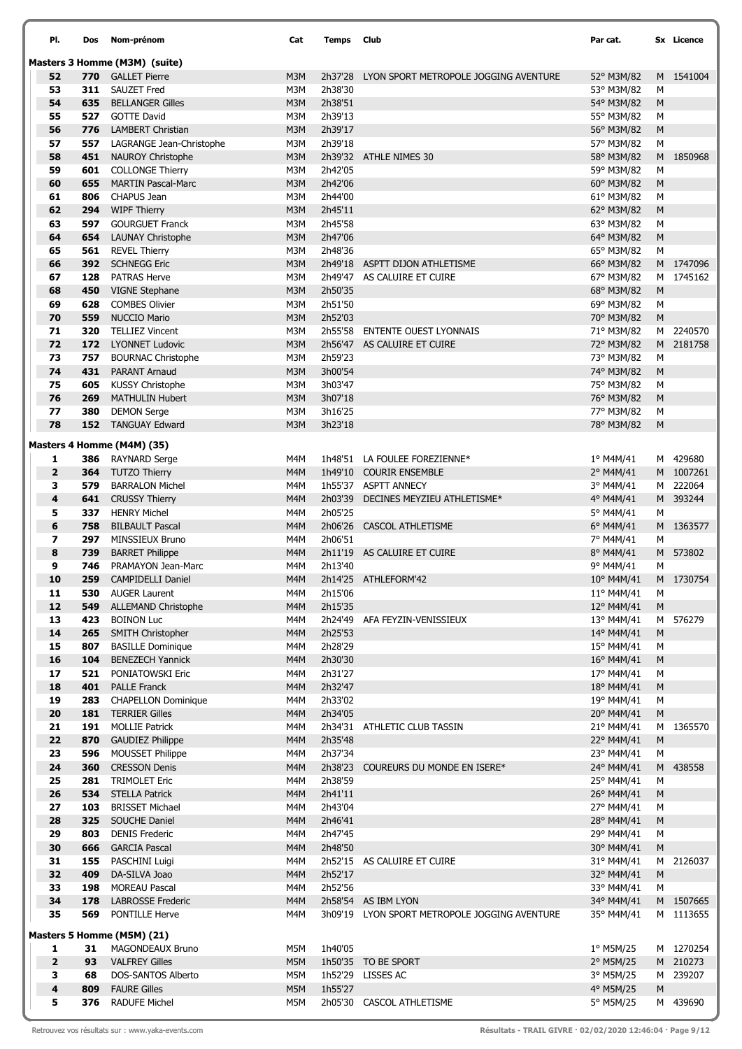| Pl. | Dos | Nom-prénom | Cat | Temps | Club | Par cat. | Sx | Licence |
|---|---|---|---|---|---|---|---|---|
| **Masters 3 Homme (M3M) (suite)** | | | | | | | | |
| 52 | 770 | GALLET Pierre | M3M | 2h37'28 | LYON SPORT METROPOLE JOGGING AVENTURE | 52° M3M/82 | M | 1541004 |
| 53 | 311 | SAUZET Fred | M3M | 2h38'30 | | 53° M3M/82 | M | |
| 54 | 635 | BELLANGER Gilles | M3M | 2h38'51 | | 54° M3M/82 | M | |
| 55 | 527 | GOTTE David | M3M | 2h39'13 | | 55° M3M/82 | M | |
| 56 | 776 | LAMBERT Christian | M3M | 2h39'17 | | 56° M3M/82 | M | |
| 57 | 557 | LAGRANGE Jean-Christophe | M3M | 2h39'18 | | 57° M3M/82 | M | |
| 58 | 451 | NAUROY Christophe | M3M | 2h39'32 | ATHLE NIMES 30 | 58° M3M/82 | M | 1850968 |
| 59 | 601 | COLLONGE Thierry | M3M | 2h42'05 | | 59° M3M/82 | M | |
| 60 | 655 | MARTIN Pascal-Marc | M3M | 2h42'06 | | 60° M3M/82 | M | |
| 61 | 806 | CHAPUS Jean | M3M | 2h44'00 | | 61° M3M/82 | M | |
| 62 | 294 | WIPF Thierry | M3M | 2h45'11 | | 62° M3M/82 | M | |
| 63 | 597 | GOURGUET Franck | M3M | 2h45'58 | | 63° M3M/82 | M | |
| 64 | 654 | LAUNAY Christophe | M3M | 2h47'06 | | 64° M3M/82 | M | |
| 65 | 561 | REVEL Thierry | M3M | 2h48'36 | | 65° M3M/82 | M | |
| 66 | 392 | SCHNEGG Eric | M3M | 2h49'18 | ASPTT DIJON ATHLETISME | 66° M3M/82 | M | 1747096 |
| 67 | 128 | PATRAS Herve | M3M | 2h49'47 | AS CALUIRE ET CUIRE | 67° M3M/82 | M | 1745162 |
| 68 | 450 | VIGNE Stephane | M3M | 2h50'35 | | 68° M3M/82 | M | |
| 69 | 628 | COMBES Olivier | M3M | 2h51'50 | | 69° M3M/82 | M | |
| 70 | 559 | NUCCIO Mario | M3M | 2h52'03 | | 70° M3M/82 | M | |
| 71 | 320 | TELLIEZ Vincent | M3M | 2h55'58 | ENTENTE OUEST LYONNAIS | 71° M3M/82 | M | 2240570 |
| 72 | 172 | LYONNET Ludovic | M3M | 2h56'47 | AS CALUIRE ET CUIRE | 72° M3M/82 | M | 2181758 |
| 73 | 757 | BOURNAC Christophe | M3M | 2h59'23 | | 73° M3M/82 | M | |
| 74 | 431 | PARANT Arnaud | M3M | 3h00'54 | | 74° M3M/82 | M | |
| 75 | 605 | KUSSY Christophe | M3M | 3h03'47 | | 75° M3M/82 | M | |
| 76 | 269 | MATHULIN Hubert | M3M | 3h07'18 | | 76° M3M/82 | M | |
| 77 | 380 | DEMON Serge | M3M | 3h16'25 | | 77° M3M/82 | M | |
| 78 | 152 | TANGUAY Edward | M3M | 3h23'18 | | 78° M3M/82 | M | |
| **Masters 4 Homme (M4M) (35)** | | | | | | | | |
| 1 | 386 | RAYNARD Serge | M4M | 1h48'51 | LA FOULEE FOREZIENNE* | 1° M4M/41 | M | 429680 |
| 2 | 364 | TUTZO Thierry | M4M | 1h49'10 | COURIR ENSEMBLE | 2° M4M/41 | M | 1007261 |
| 3 | 579 | BARRALON Michel | M4M | 1h55'37 | ASPTT ANNECY | 3° M4M/41 | M | 222064 |
| 4 | 641 | CRUSSY Thierry | M4M | 2h03'39 | DECINES MEYZIEU ATHLETISME* | 4° M4M/41 | M | 393244 |
| 5 | 337 | HENRY Michel | M4M | 2h05'25 | | 5° M4M/41 | M | |
| 6 | 758 | BILBAULT Pascal | M4M | 2h06'26 | CASCOL ATHLETISME | 6° M4M/41 | M | 1363577 |
| 7 | 297 | MINSSIEUX Bruno | M4M | 2h06'51 | | 7° M4M/41 | M | |
| 8 | 739 | BARRET Philippe | M4M | 2h11'19 | AS CALUIRE ET CUIRE | 8° M4M/41 | M | 573802 |
| 9 | 746 | PRAMAYON Jean-Marc | M4M | 2h13'40 | | 9° M4M/41 | M | |
| 10 | 259 | CAMPIDELLI Daniel | M4M | 2h14'25 | ATHLEFORM'42 | 10° M4M/41 | M | 1730754 |
| 11 | 530 | AUGER Laurent | M4M | 2h15'06 | | 11° M4M/41 | M | |
| 12 | 549 | ALLEMAND Christophe | M4M | 2h15'35 | | 12° M4M/41 | M | |
| 13 | 423 | BOINON Luc | M4M | 2h24'49 | AFA FEYZIN-VENISSIEUX | 13° M4M/41 | M | 576279 |
| 14 | 265 | SMITH Christopher | M4M | 2h25'53 | | 14° M4M/41 | M | |
| 15 | 807 | BASILLE Dominique | M4M | 2h28'29 | | 15° M4M/41 | M | |
| 16 | 104 | BENEZECH Yannick | M4M | 2h30'30 | | 16° M4M/41 | M | |
| 17 | 521 | PONIATOWSKI Eric | M4M | 2h31'27 | | 17° M4M/41 | M | |
| 18 | 401 | PALLE Franck | M4M | 2h32'47 | | 18° M4M/41 | M | |
| 19 | 283 | CHAPELLON Dominique | M4M | 2h33'02 | | 19° M4M/41 | M | |
| 20 | 181 | TERRIER Gilles | M4M | 2h34'05 | | 20° M4M/41 | M | |
| 21 | 191 | MOLLIE Patrick | M4M | 2h34'31 | ATHLETIC CLUB TASSIN | 21° M4M/41 | M | 1365570 |
| 22 | 870 | GAUDIEZ Philippe | M4M | 2h35'48 | | 22° M4M/41 | M | |
| 23 | 596 | MOUSSET Philippe | M4M | 2h37'34 | | 23° M4M/41 | M | |
| 24 | 360 | CRESSON Denis | M4M | 2h38'23 | COUREURS DU MONDE EN ISERE* | 24° M4M/41 | M | 438558 |
| 25 | 281 | TRIMOLET Eric | M4M | 2h38'59 | | 25° M4M/41 | M | |
| 26 | 534 | STELLA Patrick | M4M | 2h41'11 | | 26° M4M/41 | M | |
| 27 | 103 | BRISSET Michael | M4M | 2h43'04 | | 27° M4M/41 | M | |
| 28 | 325 | SOUCHE Daniel | M4M | 2h46'41 | | 28° M4M/41 | M | |
| 29 | 803 | DENIS Frederic | M4M | 2h47'45 | | 29° M4M/41 | M | |
| 30 | 666 | GARCIA Pascal | M4M | 2h48'50 | | 30° M4M/41 | M | |
| 31 | 155 | PASCHINI Luigi | M4M | 2h52'15 | AS CALUIRE ET CUIRE | 31° M4M/41 | M | 2126037 |
| 32 | 409 | DA-SILVA Joao | M4M | 2h52'17 | | 32° M4M/41 | M | |
| 33 | 198 | MOREAU Pascal | M4M | 2h52'56 | | 33° M4M/41 | M | |
| 34 | 178 | LABROSSE Frederic | M4M | 2h58'54 | AS IBM LYON | 34° M4M/41 | M | 1507665 |
| 35 | 569 | PONTILLE Herve | M4M | 3h09'19 | LYON SPORT METROPOLE JOGGING AVENTURE | 35° M4M/41 | M | 1113655 |
| **Masters 5 Homme (M5M) (21)** | | | | | | | | |
| 1 | 31 | MAGONDEAUX Bruno | M5M | 1h40'05 | | 1° M5M/25 | M | 1270254 |
| 2 | 93 | VALFREY Gilles | M5M | 1h50'35 | TO BE SPORT | 2° M5M/25 | M | 210273 |
| 3 | 68 | DOS-SANTOS Alberto | M5M | 1h52'29 | LISSES AC | 3° M5M/25 | M | 239207 |
| 4 | 809 | FAURE Gilles | M5M | 1h55'27 | | 4° M5M/25 | M | |
| 5 | 376 | RADUFE Michel | M5M | 2h05'30 | CASCOL ATHLETISME | 5° M5M/25 | M | 439690 |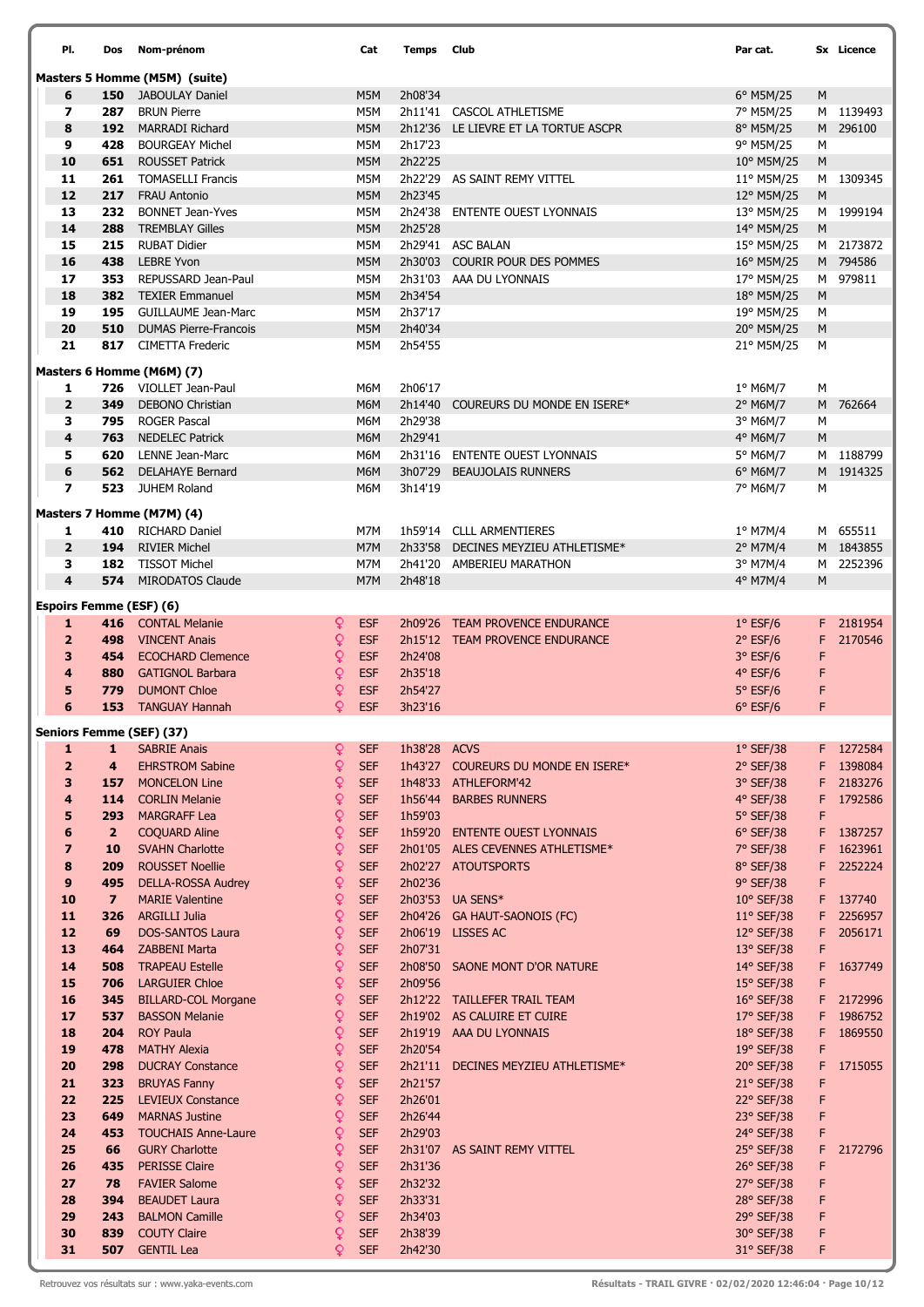| Pl. | Dos | Nom-prénom | | Cat | Temps | Club | Par cat. | Sx | Licence |
|---|---|---|---|---|---|---|---|---|---|
| **Masters 5 Homme (M5M) (suite)** | | | | | | | | | |
| 6 | 150 | JABOULAY Daniel | | M5M | 2h08'34 | | 6° M5M/25 | M | |
| 7 | 287 | BRUN Pierre | | M5M | 2h11'41 | CASCOL ATHLETISME | 7° M5M/25 | M | 1139493 |
| 8 | 192 | MARRADI Richard | | M5M | 2h12'36 | LE LIEVRE ET LA TORTUE ASCPR | 8° M5M/25 | M | 296100 |
| 9 | 428 | BOURGEAY Michel | | M5M | 2h17'23 | | 9° M5M/25 | M | |
| 10 | 651 | ROUSSET Patrick | | M5M | 2h22'25 | | 10° M5M/25 | M | |
| 11 | 261 | TOMASELLI Francis | | M5M | 2h22'29 | AS SAINT REMY VITTEL | 11° M5M/25 | M | 1309345 |
| 12 | 217 | FRAU Antonio | | M5M | 2h23'45 | | 12° M5M/25 | M | |
| 13 | 232 | BONNET Jean-Yves | | M5M | 2h24'38 | ENTENTE OUEST LYONNAIS | 13° M5M/25 | M | 1999194 |
| 14 | 288 | TREMBLAY Gilles | | M5M | 2h25'28 | | 14° M5M/25 | M | |
| 15 | 215 | RUBAT Didier | | M5M | 2h29'41 | ASC BALAN | 15° M5M/25 | M | 2173872 |
| 16 | 438 | LEBRE Yvon | | M5M | 2h30'03 | COURIR POUR DES POMMES | 16° M5M/25 | M | 794586 |
| 17 | 353 | REPUSSARD Jean-Paul | | M5M | 2h31'03 | AAA DU LYONNAIS | 17° M5M/25 | M | 979811 |
| 18 | 382 | TEXIER Emmanuel | | M5M | 2h34'54 | | 18° M5M/25 | M | |
| 19 | 195 | GUILLAUME Jean-Marc | | M5M | 2h37'17 | | 19° M5M/25 | M | |
| 20 | 510 | DUMAS Pierre-Francois | | M5M | 2h40'34 | | 20° M5M/25 | M | |
| 21 | 817 | CIMETTA Frederic | | M5M | 2h54'55 | | 21° M5M/25 | M | |
| **Masters 6 Homme (M6M) (7)** | | | | | | | | | |
| 1 | 726 | VIOLLET Jean-Paul | | M6M | 2h06'17 | | 1° M6M/7 | M | |
| 2 | 349 | DEBONO Christian | | M6M | 2h14'40 | COUREURS DU MONDE EN ISERE* | 2° M6M/7 | M | 762664 |
| 3 | 795 | ROGER Pascal | | M6M | 2h29'38 | | 3° M6M/7 | M | |
| 4 | 763 | NEDELEC Patrick | | M6M | 2h29'41 | | 4° M6M/7 | M | |
| 5 | 620 | LENNE Jean-Marc | | M6M | 2h31'16 | ENTENTE OUEST LYONNAIS | 5° M6M/7 | M | 1188799 |
| 6 | 562 | DELAHAYE Bernard | | M6M | 3h07'29 | BEAUJOLAIS RUNNERS | 6° M6M/7 | M | 1914325 |
| 7 | 523 | JUHEM Roland | | M6M | 3h14'19 | | 7° M6M/7 | M | |
| **Masters 7 Homme (M7M) (4)** | | | | | | | | | |
| 1 | 410 | RICHARD Daniel | | M7M | 1h59'14 | CLLL ARMENTIERES | 1° M7M/4 | M | 655511 |
| 2 | 194 | RIVIER Michel | | M7M | 2h33'58 | DECINES MEYZIEU ATHLETISME* | 2° M7M/4 | M | 1843855 |
| 3 | 182 | TISSOT Michel | | M7M | 2h41'20 | AMBERIEU MARATHON | 3° M7M/4 | M | 2252396 |
| 4 | 574 | MIRODATOS Claude | | M7M | 2h48'18 | | 4° M7M/4 | M | |
| **Espoirs Femme (ESF) (6)** | | | | | | | | | |
| 1 | 416 | CONTAL Melanie | ♀ | ESF | 2h09'26 | TEAM PROVENCE ENDURANCE | 1° ESF/6 | F | 2181954 |
| 2 | 498 | VINCENT Anais | ♀ | ESF | 2h15'12 | TEAM PROVENCE ENDURANCE | 2° ESF/6 | F | 2170546 |
| 3 | 454 | ECOCHARD Clemence | ♀ | ESF | 2h24'08 | | 3° ESF/6 | F | |
| 4 | 880 | GATIGNOL Barbara | ♀ | ESF | 2h35'18 | | 4° ESF/6 | F | |
| 5 | 779 | DUMONT Chloe | ♀ | ESF | 2h54'27 | | 5° ESF/6 | F | |
| 6 | 153 | TANGUAY Hannah | ♀ | ESF | 3h23'16 | | 6° ESF/6 | F | |
| **Seniors Femme (SEF) (37)** | | | | | | | | | |
| 1 | 1 | SABRIE Anais | ♀ | SEF | 1h38'28 | ACVS | 1° SEF/38 | F | 1272584 |
| 2 | 4 | EHRSTROM Sabine | ♀ | SEF | 1h43'27 | COUREURS DU MONDE EN ISERE* | 2° SEF/38 | F | 1398084 |
| 3 | 157 | MONCELON Line | ♀ | SEF | 1h48'33 | ATHLEFORM'42 | 3° SEF/38 | F | 2183276 |
| 4 | 114 | CORLIN Melanie | ♀ | SEF | 1h56'44 | BARBES RUNNERS | 4° SEF/38 | F | 1792586 |
| 5 | 293 | MARGRAFF Lea | ♀ | SEF | 1h59'03 | | 5° SEF/38 | F | |
| 6 | 2 | COQUARD Aline | ♀ | SEF | 1h59'20 | ENTENTE OUEST LYONNAIS | 6° SEF/38 | F | 1387257 |
| 7 | 10 | SVAHN Charlotte | ♀ | SEF | 2h01'05 | ALES CEVENNES ATHLETISME* | 7° SEF/38 | F | 1623961 |
| 8 | 209 | ROUSSET Noellie | ♀ | SEF | 2h02'27 | ATOUTSPORTS | 8° SEF/38 | F | 2252224 |
| 9 | 495 | DELLA-ROSSA Audrey | ♀ | SEF | 2h02'36 | | 9° SEF/38 | F | |
| 10 | 7 | MARIE Valentine | ♀ | SEF | 2h03'53 | UA SENS* | 10° SEF/38 | F | 137740 |
| 11 | 326 | ARGILLI Julia | ♀ | SEF | 2h04'26 | GA HAUT-SAONOIS (FC) | 11° SEF/38 | F | 2256957 |
| 12 | 69 | DOS-SANTOS Laura | ♀ | SEF | 2h06'19 | LISSES AC | 12° SEF/38 | F | 2056171 |
| 13 | 464 | ZABBENI Marta | ♀ | SEF | 2h07'31 | | 13° SEF/38 | F | |
| 14 | 508 | TRAPEAU Estelle | ♀ | SEF | 2h08'50 | SAONE MONT D'OR NATURE | 14° SEF/38 | F | 1637749 |
| 15 | 706 | LARGUIER Chloe | ♀ | SEF | 2h09'56 | | 15° SEF/38 | F | |
| 16 | 345 | BILLARD-COL Morgane | ♀ | SEF | 2h12'22 | TAILLEFER TRAIL TEAM | 16° SEF/38 | F | 2172996 |
| 17 | 537 | BASSON Melanie | ♀ | SEF | 2h19'02 | AS CALUIRE ET CUIRE | 17° SEF/38 | F | 1986752 |
| 18 | 204 | ROY Paula | ♀ | SEF | 2h19'19 | AAA DU LYONNAIS | 18° SEF/38 | F | 1869550 |
| 19 | 478 | MATHY Alexia | ♀ | SEF | 2h20'54 | | 19° SEF/38 | F | |
| 20 | 298 | DUCRAY Constance | ♀ | SEF | 2h21'11 | DECINES MEYZIEU ATHLETISME* | 20° SEF/38 | F | 1715055 |
| 21 | 323 | BRUYAS Fanny | ♀ | SEF | 2h21'57 | | 21° SEF/38 | F | |
| 22 | 225 | LEVIEUX Constance | ♀ | SEF | 2h26'01 | | 22° SEF/38 | F | |
| 23 | 649 | MARNAS Justine | ♀ | SEF | 2h26'44 | | 23° SEF/38 | F | |
| 24 | 453 | TOUCHAIS Anne-Laure | ♀ | SEF | 2h29'03 | | 24° SEF/38 | F | |
| 25 | 66 | GURY Charlotte | ♀ | SEF | 2h31'07 | AS SAINT REMY VITTEL | 25° SEF/38 | F | 2172796 |
| 26 | 435 | PERISSE Claire | ♀ | SEF | 2h31'36 | | 26° SEF/38 | F | |
| 27 | 78 | FAVIER Salome | ♀ | SEF | 2h32'32 | | 27° SEF/38 | F | |
| 28 | 394 | BEAUDET Laura | ♀ | SEF | 2h33'31 | | 28° SEF/38 | F | |
| 29 | 243 | BALMON Camille | ♀ | SEF | 2h34'03 | | 29° SEF/38 | F | |
| 30 | 839 | COUTY Claire | ♀ | SEF | 2h38'39 | | 30° SEF/38 | F | |
| 31 | 507 | GENTIL Lea | ♀ | SEF | 2h42'30 | | 31° SEF/38 | F | |

Retrouvez vos résultats sur : www.yaka-events.com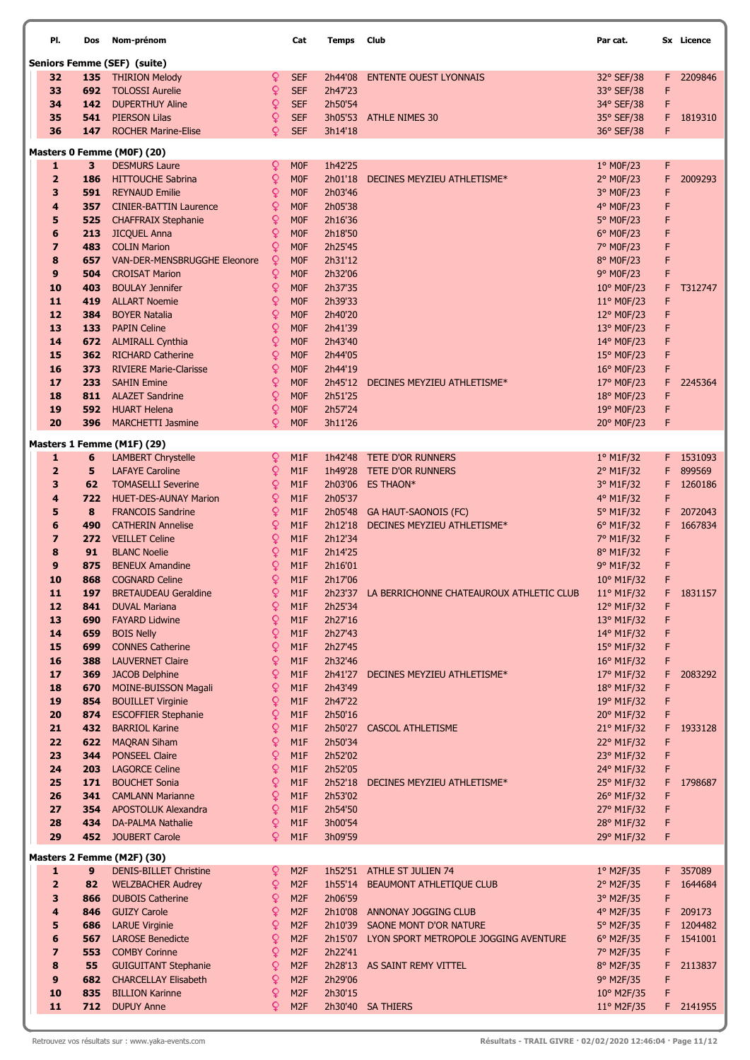| Pl. | Dos | Nom-prénom | | Cat | Temps | Club | Par cat. | Sx | Licence |
|---|---|---|---|---|---|---|---|---|---|
| **Seniors Femme (SEF) (suite)** | | | | | | | | | |
| 32 | 135 | THIRION Melody | ♀ | SEF | 2h44'08 | ENTENTE OUEST LYONNAIS | 32° SEF/38 | F | 2209846 |
| 33 | 692 | TOLOSSI Aurelie | ♀ | SEF | 2h47'23 | | 33° SEF/38 | F | |
| 34 | 142 | DUPERTHUY Aline | ♀ | SEF | 2h50'54 | | 34° SEF/38 | F | |
| 35 | 541 | PIERSON Lilas | ♀ | SEF | 3h05'53 | ATHLE NIMES 30 | 35° SEF/38 | F | 1819310 |
| 36 | 147 | ROCHER Marine-Elise | ♀ | SEF | 3h14'18 | | 36° SEF/38 | F | |
| **Masters 0 Femme (M0F) (20)** | | | | | | | | | |
| 1 | 3 | DESMURS Laure | ♀ | M0F | 1h42'25 | | 1° M0F/23 | F | |
| 2 | 186 | HITTOUCHE Sabrina | ♀ | M0F | 2h01'18 | DECINES MEYZIEU ATHLETISME* | 2° M0F/23 | F | 2009293 |
| 3 | 591 | REYNAUD Emilie | ♀ | M0F | 2h03'46 | | 3° M0F/23 | F | |
| 4 | 357 | CINIER-BATTIN Laurence | ♀ | M0F | 2h05'38 | | 4° M0F/23 | F | |
| 5 | 525 | CHAFFRAIX Stephanie | ♀ | M0F | 2h16'36 | | 5° M0F/23 | F | |
| 6 | 213 | JICQUEL Anna | ♀ | M0F | 2h18'50 | | 6° M0F/23 | F | |
| 7 | 483 | COLIN Marion | ♀ | M0F | 2h25'45 | | 7° M0F/23 | F | |
| 8 | 657 | VAN-DER-MENSBRUGGHE Eleonore | ♀ | M0F | 2h31'12 | | 8° M0F/23 | F | |
| 9 | 504 | CROISAT Marion | ♀ | M0F | 2h32'06 | | 9° M0F/23 | F | |
| 10 | 403 | BOULAY Jennifer | ♀ | M0F | 2h37'35 | | 10° M0F/23 | F | T312747 |
| 11 | 419 | ALLART Noemie | ♀ | M0F | 2h39'33 | | 11° M0F/23 | F | |
| 12 | 384 | BOYER Natalia | ♀ | M0F | 2h40'20 | | 12° M0F/23 | F | |
| 13 | 133 | PAPIN Celine | ♀ | M0F | 2h41'39 | | 13° M0F/23 | F | |
| 14 | 672 | ALMIRALL Cynthia | ♀ | M0F | 2h43'40 | | 14° M0F/23 | F | |
| 15 | 362 | RICHARD Catherine | ♀ | M0F | 2h44'05 | | 15° M0F/23 | F | |
| 16 | 373 | RIVIERE Marie-Clarisse | ♀ | M0F | 2h44'19 | | 16° M0F/23 | F | |
| 17 | 233 | SAHIN Emine | ♀ | M0F | 2h45'12 | DECINES MEYZIEU ATHLETISME* | 17° M0F/23 | F | 2245364 |
| 18 | 811 | ALAZET Sandrine | ♀ | M0F | 2h51'25 | | 18° M0F/23 | F | |
| 19 | 592 | HUART Helena | ♀ | M0F | 2h57'24 | | 19° M0F/23 | F | |
| 20 | 396 | MARCHETTI Jasmine | ♀ | M0F | 3h11'26 | | 20° M0F/23 | F | |
| **Masters 1 Femme (M1F) (29)** | | | | | | | | | |
| 1 | 6 | LAMBERT Chrystelle | ♀ | M1F | 1h42'48 | TETE D'OR RUNNERS | 1° M1F/32 | F | 1531093 |
| 2 | 5 | LAFAYE Caroline | ♀ | M1F | 1h49'28 | TETE D'OR RUNNERS | 2° M1F/32 | F | 899569 |
| 3 | 62 | TOMASELLI Severine | ♀ | M1F | 2h03'06 | ES THAON* | 3° M1F/32 | F | 1260186 |
| 4 | 722 | HUET-DES-AUNAY Marion | ♀ | M1F | 2h05'37 | | 4° M1F/32 | F | |
| 5 | 8 | FRANCOIS Sandrine | ♀ | M1F | 2h05'48 | GA HAUT-SAONOIS (FC) | 5° M1F/32 | F | 2072043 |
| 6 | 490 | CATHERIN Annelise | ♀ | M1F | 2h12'18 | DECINES MEYZIEU ATHLETISME* | 6° M1F/32 | F | 1667834 |
| 7 | 272 | VEILLET Celine | ♀ | M1F | 2h12'34 | | 7° M1F/32 | F | |
| 8 | 91 | BLANC Noelie | ♀ | M1F | 2h14'25 | | 8° M1F/32 | F | |
| 9 | 875 | BENEUX Amandine | ♀ | M1F | 2h16'01 | | 9° M1F/32 | F | |
| 10 | 868 | COGNARD Celine | ♀ | M1F | 2h17'06 | | 10° M1F/32 | F | |
| 11 | 197 | BRETAUDEAU Geraldine | ♀ | M1F | 2h23'37 | LA BERRICHONNE CHATEAUROUX ATHLETIC CLUB | 11° M1F/32 | F | 1831157 |
| 12 | 841 | DUVAL Mariana | ♀ | M1F | 2h25'34 | | 12° M1F/32 | F | |
| 13 | 690 | FAYARD Lidwine | ♀ | M1F | 2h27'16 | | 13° M1F/32 | F | |
| 14 | 659 | BOIS Nelly | ♀ | M1F | 2h27'43 | | 14° M1F/32 | F | |
| 15 | 699 | CONNES Catherine | ♀ | M1F | 2h27'45 | | 15° M1F/32 | F | |
| 16 | 388 | LAUVERNET Claire | ♀ | M1F | 2h32'46 | | 16° M1F/32 | F | |
| 17 | 369 | JACOB Delphine | ♀ | M1F | 2h41'27 | DECINES MEYZIEU ATHLETISME* | 17° M1F/32 | F | 2083292 |
| 18 | 670 | MOINE-BUISSON Magali | ♀ | M1F | 2h43'49 | | 18° M1F/32 | F | |
| 19 | 854 | BOUILLET Virginie | ♀ | M1F | 2h47'22 | | 19° M1F/32 | F | |
| 20 | 874 | ESCOFFIER Stephanie | ♀ | M1F | 2h50'16 | | 20° M1F/32 | F | |
| 21 | 432 | BARRIOL Karine | ♀ | M1F | 2h50'27 | CASCOL ATHLETISME | 21° M1F/32 | F | 1933128 |
| 22 | 622 | MAQRAN Siham | ♀ | M1F | 2h50'34 | | 22° M1F/32 | F | |
| 23 | 344 | PONSEEL Claire | ♀ | M1F | 2h52'02 | | 23° M1F/32 | F | |
| 24 | 203 | LAGORCE Celine | ♀ | M1F | 2h52'05 | | 24° M1F/32 | F | |
| 25 | 171 | BOUCHET Sonia | ♀ | M1F | 2h52'18 | DECINES MEYZIEU ATHLETISME* | 25° M1F/32 | F | 1798687 |
| 26 | 341 | CAMLANN Marianne | ♀ | M1F | 2h53'02 | | 26° M1F/32 | F | |
| 27 | 354 | APOSTOLUK Alexandra | ♀ | M1F | 2h54'50 | | 27° M1F/32 | F | |
| 28 | 434 | DA-PALMA Nathalie | ♀ | M1F | 3h00'54 | | 28° M1F/32 | F | |
| 29 | 452 | JOUBERT Carole | ♀ | M1F | 3h09'59 | | 29° M1F/32 | F | |
| **Masters 2 Femme (M2F) (30)** | | | | | | | | | |
| 1 | 9 | DENIS-BILLET Christine | ♀ | M2F | 1h52'51 | ATHLE ST JULIEN 74 | 1° M2F/35 | F | 357089 |
| 2 | 82 | WELZBACHER Audrey | ♀ | M2F | 1h55'14 | BEAUMONT ATHLETIQUE CLUB | 2° M2F/35 | F | 1644684 |
| 3 | 866 | DUBOIS Catherine | ♀ | M2F | 2h06'59 | | 3° M2F/35 | F | |
| 4 | 846 | GUIZY Carole | ♀ | M2F | 2h10'08 | ANNONAY JOGGING CLUB | 4° M2F/35 | F | 209173 |
| 5 | 686 | LARUE Virginie | ♀ | M2F | 2h10'39 | SAONE MONT D'OR NATURE | 5° M2F/35 | F | 1204482 |
| 6 | 567 | LAROSE Benedicte | ♀ | M2F | 2h15'07 | LYON SPORT METROPOLE JOGGING AVENTURE | 6° M2F/35 | F | 1541001 |
| 7 | 553 | COMBY Corinne | ♀ | M2F | 2h22'41 | | 7° M2F/35 | F | |
| 8 | 55 | GUIGUITANT Stephanie | ♀ | M2F | 2h28'13 | AS SAINT REMY VITTEL | 8° M2F/35 | F | 2113837 |
| 9 | 682 | CHARCELLAY Elisabeth | ♀ | M2F | 2h29'06 | | 9° M2F/35 | F | |
| 10 | 835 | BILLION Karinne | ♀ | M2F | 2h30'15 | | 10° M2F/35 | F | |
| 11 | 712 | DUPUY Anne | ♀ | M2F | 2h30'40 | SA THIERS | 11° M2F/35 | F | 2141955 |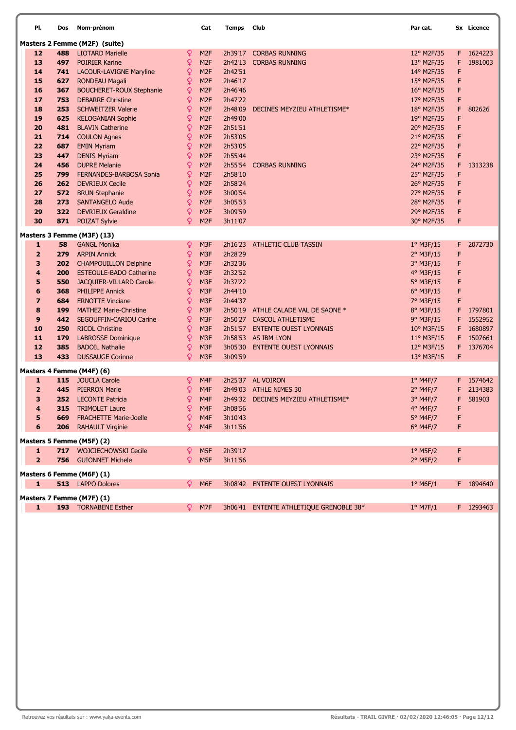| Pl. | Dos | Nom-prénom | | Cat | Temps | Club | Par cat. | Sx | Licence |
|---|---|---|---|---|---|---|---|---|---|
| **Masters 2 Femme (M2F) (suite)** | | | | | | | | | |
| **12** | **488** | LIOTARD Marielle | ♀ | M2F | 2h39'17 | CORBAS RUNNING | 12° M2F/35 | F | 1624223 |
| **13** | **497** | POIRIER Karine | ♀ | M2F | 2h42'13 | CORBAS RUNNING | 13° M2F/35 | F | 1981003 |
| **14** | **741** | LACOUR-LAVIGNE Maryline | ♀ | M2F | 2h42'51 | | 14° M2F/35 | F | |
| **15** | **627** | RONDEAU Magali | ♀ | M2F | 2h46'17 | | 15° M2F/35 | F | |
| **16** | **367** | BOUCHERET-ROUX Stephanie | ♀ | M2F | 2h46'46 | | 16° M2F/35 | F | |
| **17** | **753** | DEBARRE Christine | ♀ | M2F | 2h47'22 | | 17° M2F/35 | F | |
| **18** | **253** | SCHWEITZER Valerie | ♀ | M2F | 2h48'09 | DECINES MEYZIEU ATHLETISME* | 18° M2F/35 | F | 802626 |
| **19** | **625** | KELOGANIAN Sophie | ♀ | M2F | 2h49'00 | | 19° M2F/35 | F | |
| **20** | **481** | BLAVIN Catherine | ♀ | M2F | 2h51'51 | | 20° M2F/35 | F | |
| **21** | **714** | COULON Agnes | ♀ | M2F | 2h53'05 | | 21° M2F/35 | F | |
| **22** | **687** | EMIN Myriam | ♀ | M2F | 2h53'05 | | 22° M2F/35 | F | |
| **23** | **447** | DENIS Myriam | ♀ | M2F | 2h55'44 | | 23° M2F/35 | F | |
| **24** | **456** | DUPRE Melanie | ♀ | M2F | 2h55'54 | CORBAS RUNNING | 24° M2F/35 | F | 1313238 |
| **25** | **799** | FERNANDES-BARBOSA Sonia | ♀ | M2F | 2h58'10 | | 25° M2F/35 | F | |
| **26** | **262** | DEVRIEUX Cecile | ♀ | M2F | 2h58'24 | | 26° M2F/35 | F | |
| **27** | **572** | BRUN Stephanie | ♀ | M2F | 3h00'54 | | 27° M2F/35 | F | |
| **28** | **273** | SANTANGELO Aude | ♀ | M2F | 3h05'53 | | 28° M2F/35 | F | |
| **29** | **322** | DEVRIEUX Geraldine | ♀ | M2F | 3h09'59 | | 29° M2F/35 | F | |
| **30** | **871** | POIZAT Sylvie | ♀ | M2F | 3h11'07 | | 30° M2F/35 | F | |
| **Masters 3 Femme (M3F) (13)** | | | | | | | | | |
| **1** | **58** | GANGL Monika | ♀ | M3F | 2h16'23 | ATHLETIC CLUB TASSIN | 1° M3F/15 | F | 2072730 |
| **2** | **279** | ARPIN Annick | ♀ | M3F | 2h28'29 | | 2° M3F/15 | F | |
| **3** | **202** | CHAMPOUILLON Delphine | ♀ | M3F | 2h32'36 | | 3° M3F/15 | F | |
| **4** | **200** | ESTEOULE-BADO Catherine | ♀ | M3F | 2h32'52 | | 4° M3F/15 | F | |
| **5** | **550** | JACQUIER-VILLARD Carole | ♀ | M3F | 2h37'22 | | 5° M3F/15 | F | |
| **6** | **368** | PHILIPPE Annick | ♀ | M3F | 2h44'10 | | 6° M3F/15 | F | |
| **7** | **684** | ERNOTTE Vinciane | ♀ | M3F | 2h44'37 | | 7° M3F/15 | F | |
| **8** | **199** | MATHEZ Marie-Christine | ♀ | M3F | 2h50'19 | ATHLE CALADE VAL DE SAONE * | 8° M3F/15 | F | 1797801 |
| **9** | **442** | SEGOUFFIN-CARIOU Carine | ♀ | M3F | 2h50'27 | CASCOL ATHLETISME | 9° M3F/15 | F | 1552952 |
| **10** | **250** | RICOL Christine | ♀ | M3F | 2h51'57 | ENTENTE OUEST LYONNAIS | 10° M3F/15 | F | 1680897 |
| **11** | **179** | LABROSSE Dominique | ♀ | M3F | 2h58'53 | AS IBM LYON | 11° M3F/15 | F | 1507661 |
| **12** | **385** | BADOIL Nathalie | ♀ | M3F | 3h05'30 | ENTENTE OUEST LYONNAIS | 12° M3F/15 | F | 1376704 |
| **13** | **433** | DUSSAUGE Corinne | ♀ | M3F | 3h09'59 | | 13° M3F/15 | F | |
| **Masters 4 Femme (M4F) (6)** | | | | | | | | | |
| **1** | **115** | JOUCLA Carole | ♀ | M4F | 2h25'37 | AL VOIRON | 1° M4F/7 | F | 1574642 |
| **2** | **445** | PIERRON Marie | ♀ | M4F | 2h49'03 | ATHLE NIMES 30 | 2° M4F/7 | F | 2134383 |
| **3** | **252** | LECONTE Patricia | ♀ | M4F | 2h49'32 | DECINES MEYZIEU ATHLETISME* | 3° M4F/7 | F | 581903 |
| **4** | **315** | TRIMOLET Laure | ♀ | M4F | 3h08'56 | | 4° M4F/7 | F | |
| **5** | **669** | FRACHETTE Marie-Joelle | ♀ | M4F | 3h10'43 | | 5° M4F/7 | F | |
| **6** | **206** | RAHAULT Virginie | ♀ | M4F | 3h11'56 | | 6° M4F/7 | F | |
| **Masters 5 Femme (M5F) (2)** | | | | | | | | | |
| **1** | **717** | WOJCIECHOWSKI Cecile | ♀ | M5F | 2h39'17 | | 1° M5F/2 | F | |
| **2** | **756** | GUIONNET Michele | ♀ | M5F | 3h11'56 | | 2° M5F/2 | F | |
| **Masters 6 Femme (M6F) (1)** | | | | | | | | | |
| **1** | **513** | LAPPO Dolores | ♀ | M6F | 3h08'42 | ENTENTE OUEST LYONNAIS | 1° M6F/1 | F | 1894640 |
| **Masters 7 Femme (M7F) (1)** | | | | | | | | | |
| **1** | **193** | TORNABENE Esther | ♀ | M7F | 3h06'41 | ENTENTE ATHLETIQUE GRENOBLE 38* | 1° M7F/1 | F | 1293463 |

Retrouvez vos résultats sur : www.yaka-events.com

**Résultats - TRAIL GIVRE · 02/02/2020 12:46:05**